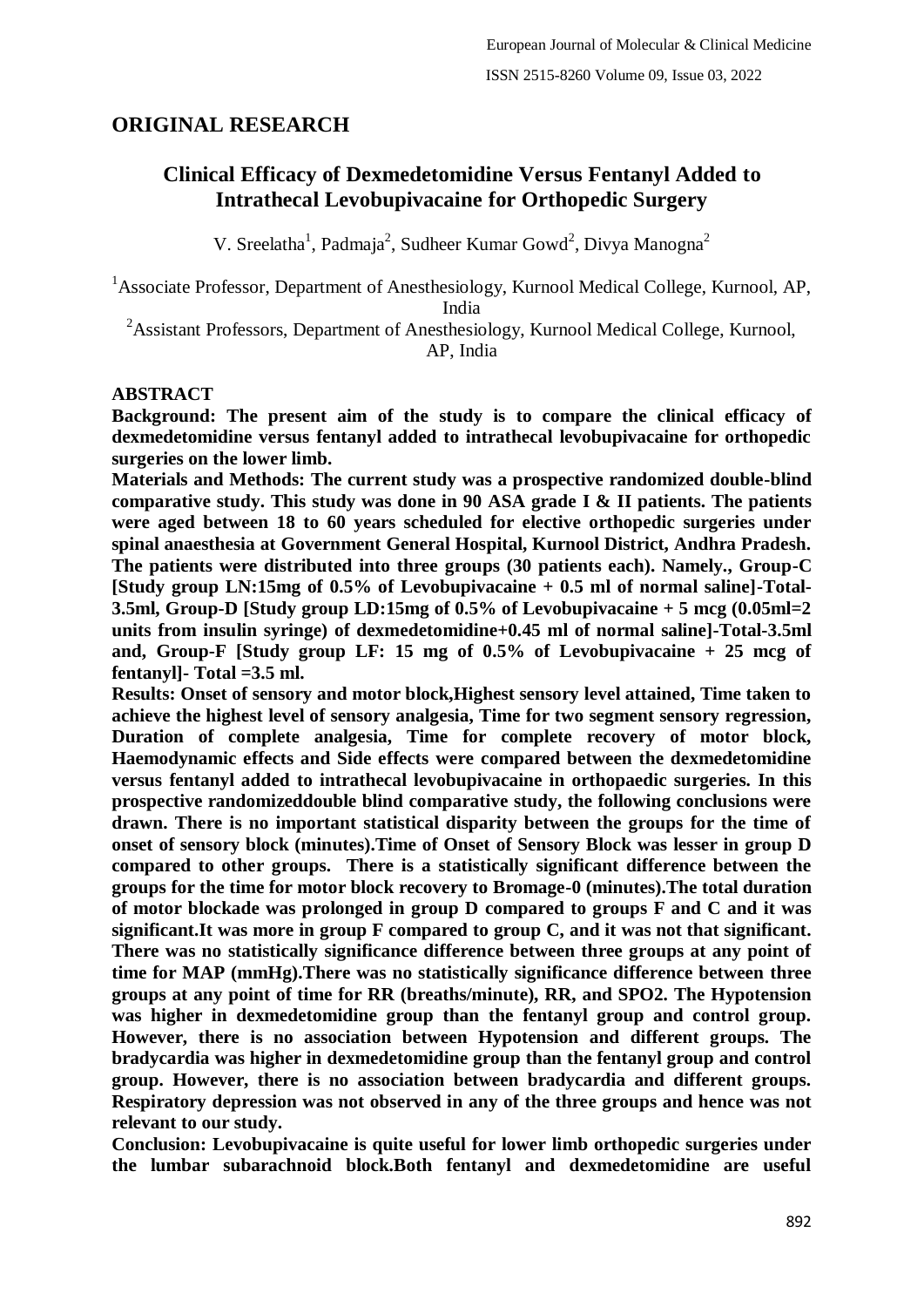## ORIGINAL RESEARCH

# Clinical Efficacy of Dexmedetomidine Versus Fentanyl Added to Intrathecal Levobupivacaine for Orthopedic Surgery

V. Sreelatha[1], Padmaja[2], Sudheer Kumar Gowd[2], Divya Manogna[2]

[1]Associate Professor, Department of Anesthesiology, Kurnool Medical College, Kurnool, AP, India

[2]Assistant Professors, Department of Anesthesiology, Kurnool Medical College, Kurnool, AP, India

## ABSTRACT

**Background: The present aim of the study is to compare the clinical efficacy of dexmedetomidine versus fentanyl added to intrathecal levobupivacaine for orthopedic surgeries on the lower limb.**

**Materials and Methods: The current study was a prospective randomized double-blind comparative study. This study was done in 90 ASA grade I & II patients. The patients were aged between 18 to 60 years scheduled for elective orthopedic surgeries under spinal anaesthesia at Government General Hospital, Kurnool District, Andhra Pradesh. The patients were distributed into three groups (30 patients each). Namely., Group-C [Study group LN:15mg of 0.5% of Levobupivacaine + 0.5 ml of normal saline]-Total-3.5ml, Group-D [Study group LD:15mg of 0.5% of Levobupivacaine + 5 mcg (0.05ml=2 units from insulin syringe) of dexmedetomidine+0.45 ml of normal saline]-Total-3.5ml and, Group-F [Study group LF: 15 mg of 0.5% of Levobupivacaine + 25 mcg of fentanyl]- Total =3.5 ml.**

**Results: Onset of sensory and motor block,Highest sensory level attained, Time taken to achieve the highest level of sensory analgesia, Time for two segment sensory regression, Duration of complete analgesia, Time for complete recovery of motor block, Haemodynamic effects and Side effects were compared between the dexmedetomidine versus fentanyl added to intrathecal levobupivacaine in orthopaedic surgeries. In this prospective randomizeddouble blind comparative study, the following conclusions were drawn. There is no important statistical disparity between the groups for the time of onset of sensory block (minutes).Time of Onset of Sensory Block was lesser in group D compared to other groups. There is a statistically significant difference between the groups for the time for motor block recovery to Bromage-0 (minutes).The total duration of motor blockade was prolonged in group D compared to groups F and C and it was significant.It was more in group F compared to group C, and it was not that significant. There was no statistically significance difference between three groups at any point of time for MAP (mmHg).There was no statistically significance difference between three groups at any point of time for RR (breaths/minute), RR, and SPO2. The Hypotension was higher in dexmedetomidine group than the fentanyl group and control group. However, there is no association between Hypotension and different groups. The bradycardia was higher in dexmedetomidine group than the fentanyl group and control group. However, there is no association between bradycardia and different groups. Respiratory depression was not observed in any of the three groups and hence was not relevant to our study.**

**Conclusion: Levobupivacaine is quite useful for lower limb orthopedic surgeries under the lumbar subarachnoid block.Both fentanyl and dexmedetomidine are useful**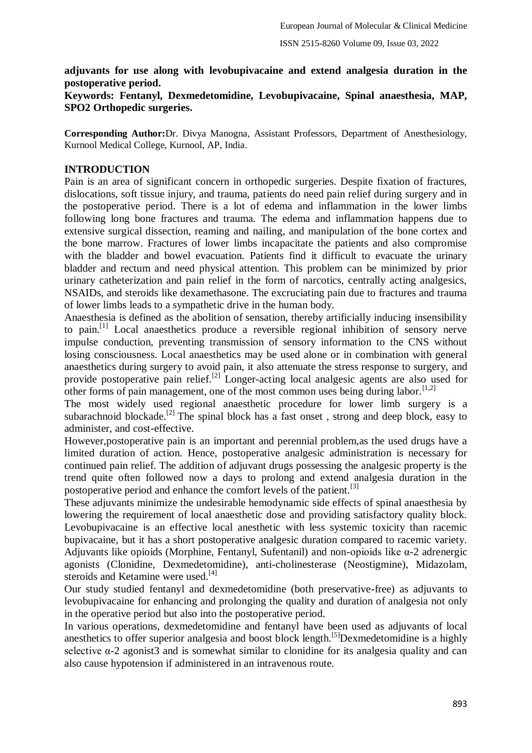**adjuvants for use along with levobupivacaine and extend analgesia duration in the postoperative period.**

**Keywords: Fentanyl, Dexmedetomidine, Levobupivacaine, Spinal anaesthesia, MAP, SPO2 Orthopedic surgeries.**

**Corresponding Author:** Dr. Divya Manogna, Assistant Professors, Department of Anesthesiology, Kurnool Medical College, Kurnool, AP, India.

## INTRODUCTION

Pain is an area of significant concern in orthopedic surgeries. Despite fixation of fractures, dislocations, soft tissue injury, and trauma, patients do need pain relief during surgery and in the postoperative period. There is a lot of edema and inflammation in the lower limbs following long bone fractures and trauma. The edema and inflammation happens due to extensive surgical dissection, reaming and nailing, and manipulation of the bone cortex and the bone marrow. Fractures of lower limbs incapacitate the patients and also compromise with the bladder and bowel evacuation. Patients find it difficult to evacuate the urinary bladder and rectum and need physical attention. This problem can be minimized by prior urinary catheterization and pain relief in the form of narcotics, centrally acting analgesics, NSAIDs, and steroids like dexamethasone. The excruciating pain due to fractures and trauma of lower limbs leads to a sympathetic drive in the human body.

Anaesthesia is defined as the abolition of sensation, thereby artificially inducing insensibility to pain.[1] Local anaesthetics produce a reversible regional inhibition of sensory nerve impulse conduction, preventing transmission of sensory information to the CNS without losing consciousness. Local anaesthetics may be used alone or in combination with general anaesthetics during surgery to avoid pain, it also attenuate the stress response to surgery, and provide postoperative pain relief.[2] Longer-acting local analgesic agents are also used for other forms of pain management, one of the most common uses being during labor.[1,2]

The most widely used regional anaesthetic procedure for lower limb surgery is a subarachnoid blockade.[2] The spinal block has a fast onset , strong and deep block, easy to administer, and cost-effective.

However,postoperative pain is an important and perennial problem,as the used drugs have a limited duration of action. Hence, postoperative analgesic administration is necessary for continued pain relief. The addition of adjuvant drugs possessing the analgesic property is the trend quite often followed now a days to prolong and extend analgesia duration in the postoperative period and enhance the comfort levels of the patient.[3]

These adjuvants minimize the undesirable hemodynamic side effects of spinal anaesthesia by lowering the requirement of local anaesthetic dose and providing satisfactory quality block. Levobupivacaine is an effective local anesthetic with less systemic toxicity than racemic bupivacaine, but it has a short postoperative analgesic duration compared to racemic variety. Adjuvants like opioids (Morphine, Fentanyl, Sufentanil) and non-opioids like α-2 adrenergic agonists (Clonidine, Dexmedetomidine), anti-cholinesterase (Neostigmine), Midazolam, steroids and Ketamine were used.[4]

Our study studied fentanyl and dexmedetomidine (both preservative-free) as adjuvants to levobupivacaine for enhancing and prolonging the quality and duration of analgesia not only in the operative period but also into the postoperative period.

In various operations, dexmedetomidine and fentanyl have been used as adjuvants of local anesthetics to offer superior analgesia and boost block length.[5] Dexmedetomidine is a highly selective α-2 agonist3 and is somewhat similar to clonidine for its analgesia quality and can also cause hypotension if administered in an intravenous route.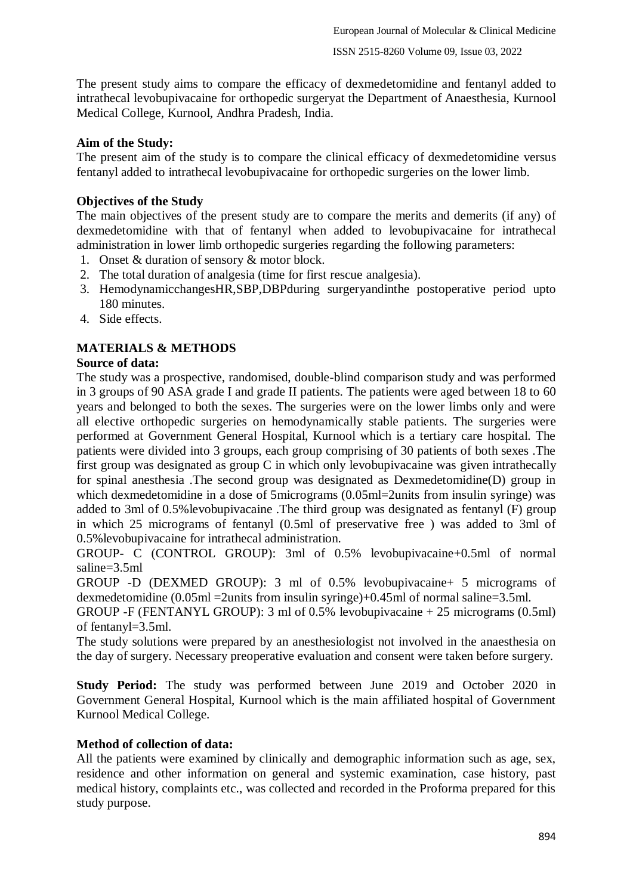The present study aims to compare the efficacy of dexmedetomidine and fentanyl added to intrathecal levobupivacaine for orthopedic surgeryat the Department of Anaesthesia, Kurnool Medical College, Kurnool, Andhra Pradesh, India.

**Aim of the Study:**
The present aim of the study is to compare the clinical efficacy of dexmedetomidine versus fentanyl added to intrathecal levobupivacaine for orthopedic surgeries on the lower limb.

**Objectives of the Study**
The main objectives of the present study are to compare the merits and demerits (if any) of dexmedetomidine with that of fentanyl when added to levobupivacaine for intrathecal administration in lower limb orthopedic surgeries regarding the following parameters:

1. Onset & duration of sensory & motor block.
2. The total duration of analgesia (time for first rescue analgesia).
3. HemodynamicchangesHR,SBP,DBPduring surgeryandinthe postoperative period upto 180 minutes.
4. Side effects.

## MATERIALS & METHODS

**Source of data:**
The study was a prospective, randomised, double-blind comparison study and was performed in 3 groups of 90 ASA grade I and grade II patients. The patients were aged between 18 to 60 years and belonged to both the sexes. The surgeries were on the lower limbs only and were all elective orthopedic surgeries on hemodynamically stable patients. The surgeries were performed at Government General Hospital, Kurnool which is a tertiary care hospital. The patients were divided into 3 groups, each group comprising of 30 patients of both sexes .The first group was designated as group C in which only levobupivacaine was given intrathecally for spinal anesthesia .The second group was designated as Dexmedetomidine(D) group in which dexmedetomidine in a dose of 5micrograms (0.05ml=2units from insulin syringe) was added to 3ml of 0.5%levobupivacaine .The third group was designated as fentanyl (F) group in which 25 micrograms of fentanyl (0.5ml of preservative free ) was added to 3ml of 0.5%levobupivacaine for intrathecal administration.

GROUP- C (CONTROL GROUP): 3ml of 0.5% levobupivacaine+0.5ml of normal saline=3.5ml

GROUP -D (DEXMED GROUP): 3 ml of 0.5% levobupivacaine+ 5 micrograms of dexmedetomidine (0.05ml =2units from insulin syringe)+0.45ml of normal saline=3.5ml.

GROUP -F (FENTANYL GROUP): 3 ml of 0.5% levobupivacaine + 25 micrograms (0.5ml) of fentanyl=3.5ml.

The study solutions were prepared by an anesthesiologist not involved in the anaesthesia on the day of surgery. Necessary preoperative evaluation and consent were taken before surgery.

**Study Period:** The study was performed between June 2019 and October 2020 in Government General Hospital, Kurnool which is the main affiliated hospital of Government Kurnool Medical College.

**Method of collection of data:**
All the patients were examined by clinically and demographic information such as age, sex, residence and other information on general and systemic examination, case history, past medical history, complaints etc., was collected and recorded in the Proforma prepared for this study purpose.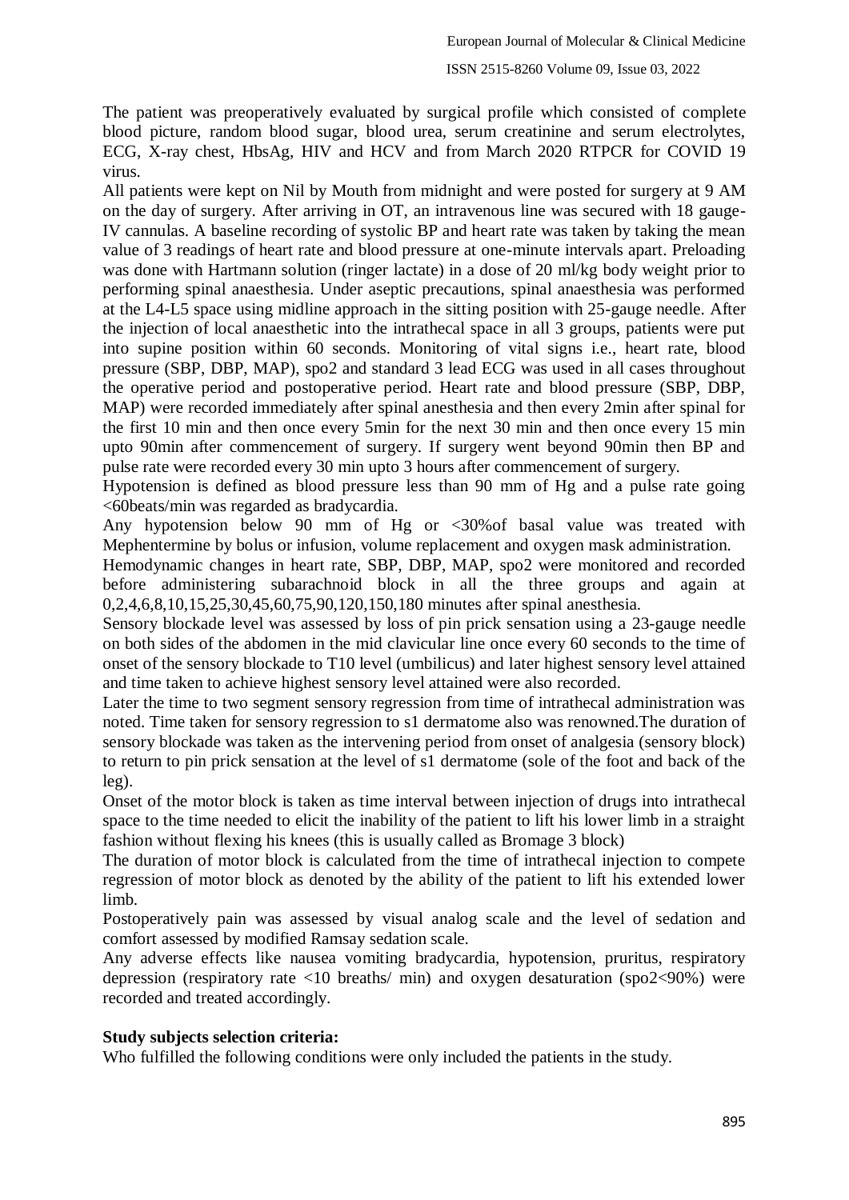The patient was preoperatively evaluated by surgical profile which consisted of complete blood picture, random blood sugar, blood urea, serum creatinine and serum electrolytes, ECG, X-ray chest, HbsAg, HIV and HCV and from March 2020 RTPCR for COVID 19 virus.

All patients were kept on Nil by Mouth from midnight and were posted for surgery at 9 AM on the day of surgery. After arriving in OT, an intravenous line was secured with 18 gauge-IV cannulas. A baseline recording of systolic BP and heart rate was taken by taking the mean value of 3 readings of heart rate and blood pressure at one-minute intervals apart. Preloading was done with Hartmann solution (ringer lactate) in a dose of 20 ml/kg body weight prior to performing spinal anaesthesia. Under aseptic precautions, spinal anaesthesia was performed at the L4-L5 space using midline approach in the sitting position with 25-gauge needle. After the injection of local anaesthetic into the intrathecal space in all 3 groups, patients were put into supine position within 60 seconds. Monitoring of vital signs i.e., heart rate, blood pressure (SBP, DBP, MAP), spo2 and standard 3 lead ECG was used in all cases throughout the operative period and postoperative period. Heart rate and blood pressure (SBP, DBP, MAP) were recorded immediately after spinal anesthesia and then every 2min after spinal for the first 10 min and then once every 5min for the next 30 min and then once every 15 min upto 90min after commencement of surgery. If surgery went beyond 90min then BP and pulse rate were recorded every 30 min upto 3 hours after commencement of surgery.

Hypotension is defined as blood pressure less than 90 mm of Hg and a pulse rate going <60beats/min was regarded as bradycardia.

Any hypotension below 90 mm of Hg or <30%of basal value was treated with Mephentermine by bolus or infusion, volume replacement and oxygen mask administration.

Hemodynamic changes in heart rate, SBP, DBP, MAP, spo2 were monitored and recorded before administering subarachnoid block in all the three groups and again at 0,2,4,6,8,10,15,25,30,45,60,75,90,120,150,180 minutes after spinal anesthesia.

Sensory blockade level was assessed by loss of pin prick sensation using a 23-gauge needle on both sides of the abdomen in the mid clavicular line once every 60 seconds to the time of onset of the sensory blockade to T10 level (umbilicus) and later highest sensory level attained and time taken to achieve highest sensory level attained were also recorded.

Later the time to two segment sensory regression from time of intrathecal administration was noted. Time taken for sensory regression to s1 dermatome also was renowned.The duration of sensory blockade was taken as the intervening period from onset of analgesia (sensory block) to return to pin prick sensation at the level of s1 dermatome (sole of the foot and back of the leg).

Onset of the motor block is taken as time interval between injection of drugs into intrathecal space to the time needed to elicit the inability of the patient to lift his lower limb in a straight fashion without flexing his knees (this is usually called as Bromage 3 block)

The duration of motor block is calculated from the time of intrathecal injection to compete regression of motor block as denoted by the ability of the patient to lift his extended lower limb.

Postoperatively pain was assessed by visual analog scale and the level of sedation and comfort assessed by modified Ramsay sedation scale.

Any adverse effects like nausea vomiting bradycardia, hypotension, pruritus, respiratory depression (respiratory rate <10 breaths/ min) and oxygen desaturation (spo2<90%) were recorded and treated accordingly.

**Study subjects selection criteria:**

Who fulfilled the following conditions were only included the patients in the study.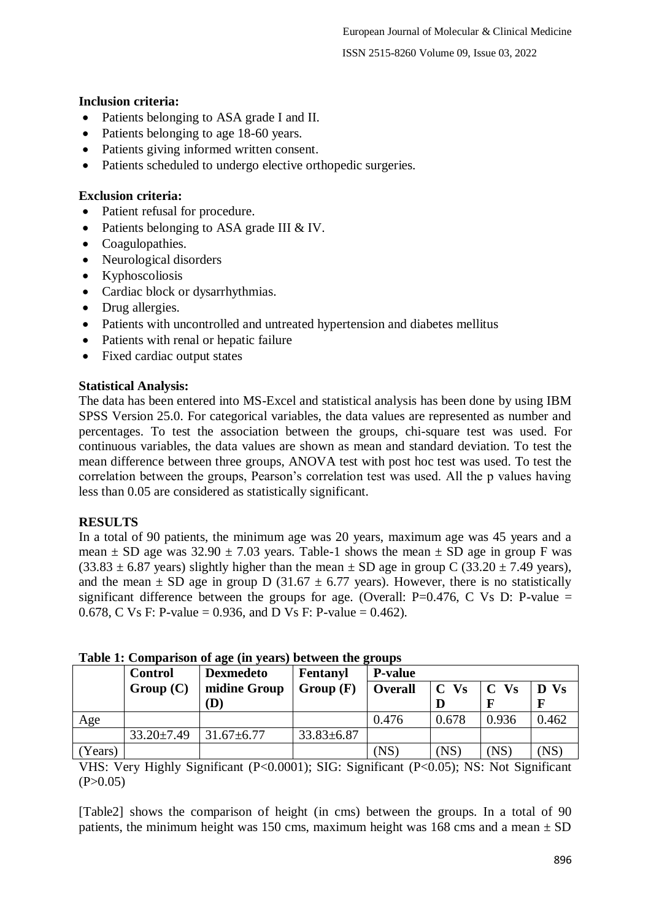**Inclusion criteria:**

- Patients belonging to ASA grade I and II.
- Patients belonging to age 18-60 years.
- Patients giving informed written consent.
- Patients scheduled to undergo elective orthopedic surgeries.

**Exclusion criteria:**

- Patient refusal for procedure.
- Patients belonging to ASA grade III & IV.
- Coagulopathies.
- Neurological disorders
- Kyphoscoliosis
- Cardiac block or dysarrhythmias.
- Drug allergies.
- Patients with uncontrolled and untreated hypertension and diabetes mellitus
- Patients with renal or hepatic failure
- Fixed cardiac output states

**Statistical Analysis:**

The data has been entered into MS-Excel and statistical analysis has been done by using IBM SPSS Version 25.0. For categorical variables, the data values are represented as number and percentages. To test the association between the groups, chi-square test was used. For continuous variables, the data values are shown as mean and standard deviation. To test the mean difference between three groups, ANOVA test with post hoc test was used. To test the correlation between the groups, Pearson's correlation test was used. All the p values having less than 0.05 are considered as statistically significant.

## RESULTS

In a total of 90 patients, the minimum age was 20 years, maximum age was 45 years and a mean ± SD age was 32.90 ± 7.03 years. Table-1 shows the mean ± SD age in group F was (33.83 ± 6.87 years) slightly higher than the mean ± SD age in group C (33.20 ± 7.49 years), and the mean ± SD age in group D (31.67 ± 6.77 years). However, there is no statistically significant difference between the groups for age. (Overall: P=0.476, C Vs D: P-value = 0.678, C Vs F: P-value = 0.936, and D Vs F: P-value = 0.462).

**Table 1: Comparison of age (in years) between the groups**

| | Control Group (C) | Dexmedetomidine Group (D) | Fentanyl Group (F) | P-value | | | |
|---|---|---|---|---|---|---|---|
| | | | | Overall | C Vs D | C Vs F | D Vs F |
| Age (Years) | 33.20±7.49 | 31.67±6.77 | 33.83±6.87 | 0.476 (NS) | 0.678 (NS) | 0.936 (NS) | 0.462 (NS) |

VHS: Very Highly Significant (P<0.0001); SIG: Significant (P<0.05); NS: Not Significant (P>0.05)

[Table2] shows the comparison of height (in cms) between the groups. In a total of 90 patients, the minimum height was 150 cms, maximum height was 168 cms and a mean ± SD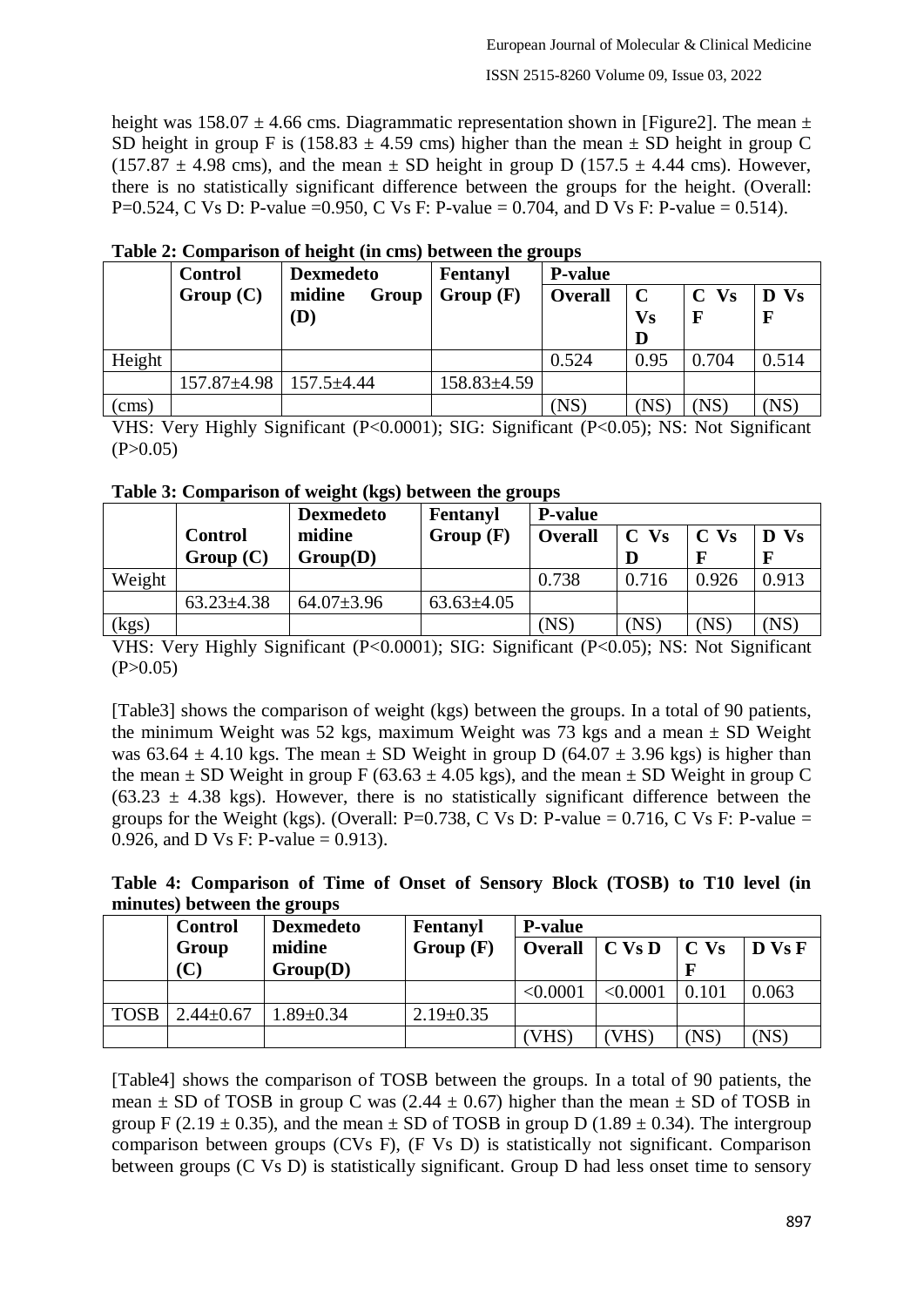height was 158.07 ± 4.66 cms. Diagrammatic representation shown in [Figure2]. The mean ± SD height in group F is (158.83 ± 4.59 cms) higher than the mean ± SD height in group C (157.87 ± 4.98 cms), and the mean ± SD height in group D (157.5 ± 4.44 cms). However, there is no statistically significant difference between the groups for the height. (Overall: P=0.524, C Vs D: P-value =0.950, C Vs F: P-value = 0.704, and D Vs F: P-value = 0.514).

**Table 2: Comparison of height (in cms) between the groups**

| | Control Group (C) | Dexmedetomidine Group (D) | Fentanyl Group (F) | P-value | | | |
|---|---|---|---|---|---|---|---|
| | | | | **Overall** | **C Vs D** | **C Vs F** | **D Vs F** |
| Height (cms) | 157.87±4.98 | 157.5±4.44 | 158.83±4.59 | 0.524 (NS) | 0.95 (NS) | 0.704 (NS) | 0.514 (NS) |

VHS: Very Highly Significant (P<0.0001); SIG: Significant (P<0.05); NS: Not Significant (P>0.05)

**Table 3: Comparison of weight (kgs) between the groups**

| | Control Group (C) | Dexmedetomidine Group(D) | Fentanyl Group (F) | P-value | | | |
|---|---|---|---|---|---|---|---|
| | | | | **Overall** | **C Vs D** | **C Vs F** | **D Vs F** |
| Weight (kgs) | 63.23±4.38 | 64.07±3.96 | 63.63±4.05 | 0.738 (NS) | 0.716 (NS) | 0.926 (NS) | 0.913 (NS) |

VHS: Very Highly Significant (P<0.0001); SIG: Significant (P<0.05); NS: Not Significant (P>0.05)

[Table3] shows the comparison of weight (kgs) between the groups. In a total of 90 patients, the minimum Weight was 52 kgs, maximum Weight was 73 kgs and a mean ± SD Weight was 63.64 ± 4.10 kgs. The mean ± SD Weight in group D (64.07 ± 3.96 kgs) is higher than the mean ± SD Weight in group F (63.63 ± 4.05 kgs), and the mean ± SD Weight in group C (63.23 ± 4.38 kgs). However, there is no statistically significant difference between the groups for the Weight (kgs). (Overall: P=0.738, C Vs D: P-value = 0.716, C Vs F: P-value = 0.926, and D Vs F: P-value = 0.913).

**Table 4: Comparison of Time of Onset of Sensory Block (TOSB) to T10 level (in minutes) between the groups**

| | Control Group (C) | Dexmedetomidine Group(D) | Fentanyl Group (F) | P-value | | | |
|---|---|---|---|---|---|---|---|
| | | | | **Overall** | **C Vs D** | **C Vs F** | **D Vs F** |
| TOSB | 2.44±0.67 | 1.89±0.34 | 2.19±0.35 | <0.0001 (VHS) | <0.0001 (VHS) | 0.101 (NS) | 0.063 (NS) |

[Table4] shows the comparison of TOSB between the groups. In a total of 90 patients, the mean ± SD of TOSB in group C was (2.44 ± 0.67) higher than the mean ± SD of TOSB in group F (2.19 ± 0.35), and the mean ± SD of TOSB in group D (1.89 ± 0.34). The intergroup comparison between groups (CVs F), (F Vs D) is statistically not significant. Comparison between groups (C Vs D) is statistically significant. Group D had less onset time to sensory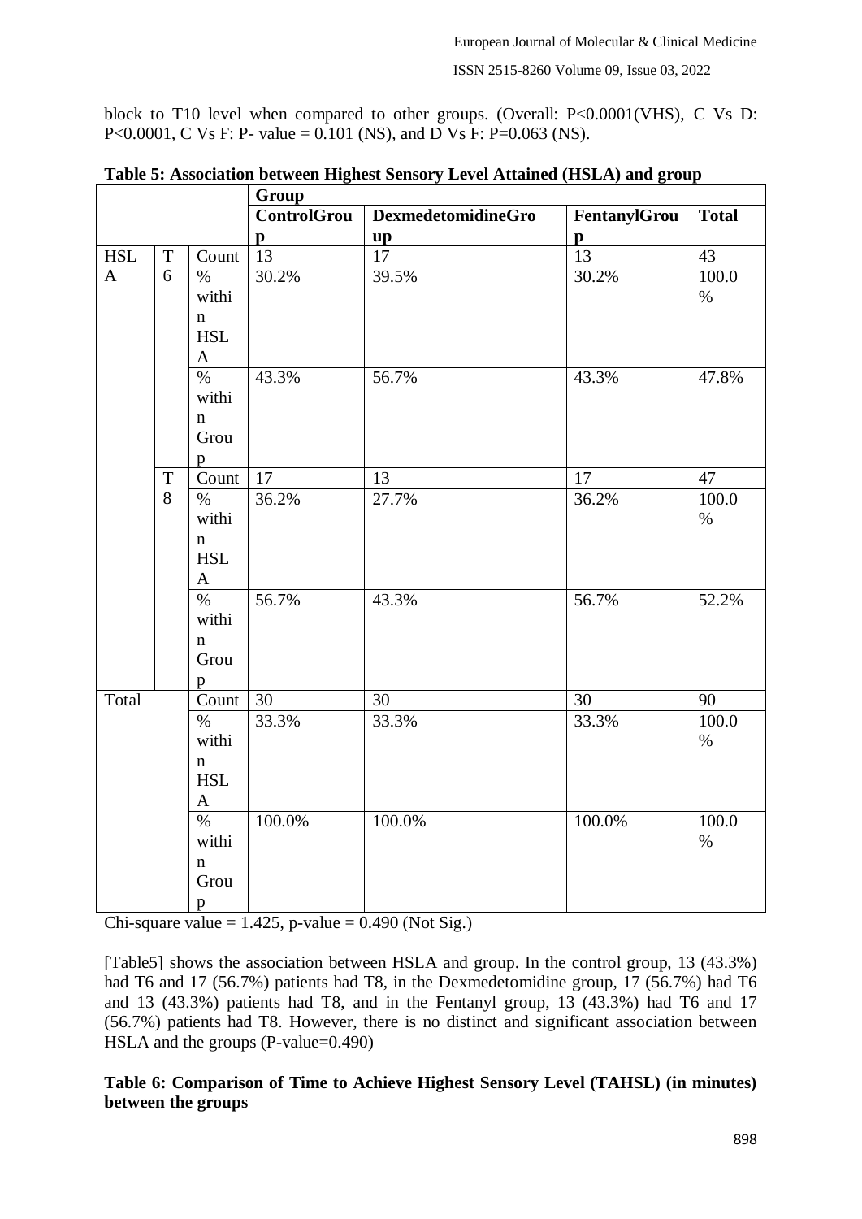block to T10 level when compared to other groups. (Overall: P<0.0001(VHS), C Vs D: P<0.0001, C Vs F: P- value = 0.101 (NS), and D Vs F: P=0.063 (NS).

**Table 5: Association between Highest Sensory Level Attained (HSLA) and group**

| | | | Group | | | |
|---|---|---|---|---|---|---|
| | | | ControlGroup | DexmedetomidineGroup | FentanylGroup | Total |
| HSLA | T6 | Count | 13 | 17 | 13 | 43 |
| | | % within HSLA | 30.2% | 39.5% | 30.2% | 100.0% |
| | | % within Group | 43.3% | 56.7% | 43.3% | 47.8% |
| | T8 | Count | 17 | 13 | 17 | 47 |
| | | % within HSLA | 36.2% | 27.7% | 36.2% | 100.0% |
| | | % within Group | 56.7% | 43.3% | 56.7% | 52.2% |
| Total | | Count | 30 | 30 | 30 | 90 |
| | | % within HSLA | 33.3% | 33.3% | 33.3% | 100.0% |
| | | % within Group | 100.0% | 100.0% | 100.0% | 100.0% |

Chi-square value = 1.425, p-value = 0.490 (Not Sig.)

[Table5] shows the association between HSLA and group. In the control group, 13 (43.3%) had T6 and 17 (56.7%) patients had T8, in the Dexmedetomidine group, 17 (56.7%) had T6 and 13 (43.3%) patients had T8, and in the Fentanyl group, 13 (43.3%) had T6 and 17 (56.7%) patients had T8. However, there is no distinct and significant association between HSLA and the groups (P-value=0.490)

**Table 6: Comparison of Time to Achieve Highest Sensory Level (TAHSL) (in minutes) between the groups**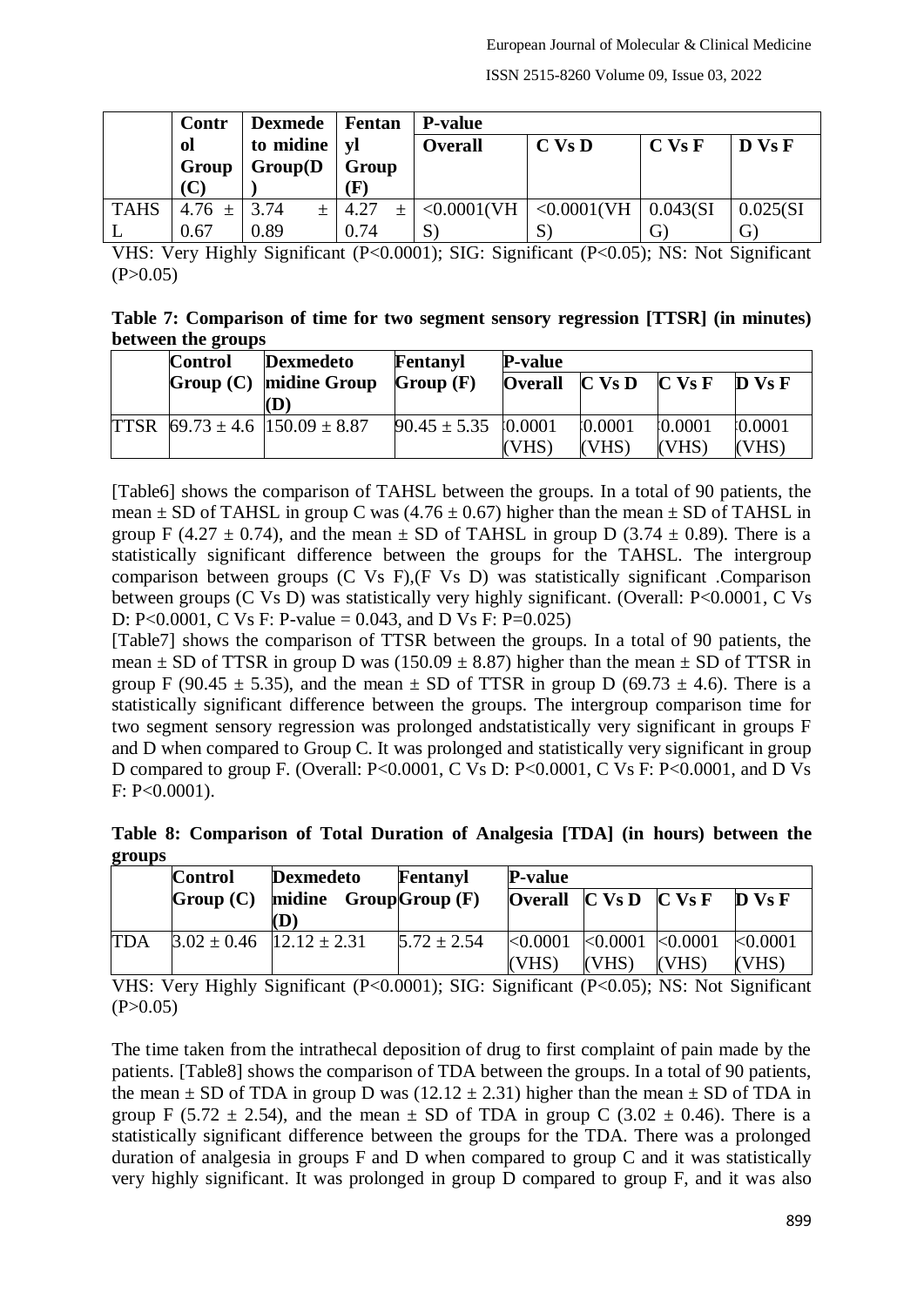| | Control Group (C) | Dexmedetomidine Group(D) | Fentanyl Group (F) | P-value | | | |
|---|---|---|---|---|---|---|---|
| | | | | Overall | C Vs D | C Vs F | D Vs F |
| TAHSL | 4.76 ± 0.67 | 3.74 ± 0.89 | 4.27 ± 0.74 | <0.0001(VHS) | <0.0001(VHS) | 0.043(SIG) | 0.025(SIG) |

VHS: Very Highly Significant (P<0.0001); SIG: Significant (P<0.05); NS: Not Significant (P>0.05)

**Table 7: Comparison of time for two segment sensory regression [TTSR] (in minutes) between the groups**

| | Control Group (C) | Dexmedetomidine Group (D) | Fentanyl Group (F) | P-value | | | |
|---|---|---|---|---|---|---|---|
| | | | | Overall | C Vs D | C Vs F | D Vs F |
| TTSR | 69.73 ± 4.6 | 150.09 ± 8.87 | 90.45 ± 5.35 | :0.0001 (VHS) | :0.0001 (VHS) | :0.0001 (VHS) | :0.0001 (VHS) |

[Table6] shows the comparison of TAHSL between the groups. In a total of 90 patients, the mean ± SD of TAHSL in group C was (4.76 ± 0.67) higher than the mean ± SD of TAHSL in group F (4.27 ± 0.74), and the mean ± SD of TAHSL in group D (3.74 ± 0.89). There is a statistically significant difference between the groups for the TAHSL. The intergroup comparison between groups (C Vs F),(F Vs D) was statistically significant .Comparison between groups (C Vs D) was statistically very highly significant. (Overall: P<0.0001, C Vs D: P<0.0001, C Vs F: P-value = 0.043, and D Vs F: P=0.025)

[Table7] shows the comparison of TTSR between the groups. In a total of 90 patients, the mean ± SD of TTSR in group D was (150.09 ± 8.87) higher than the mean ± SD of TTSR in group F (90.45 ± 5.35), and the mean ± SD of TTSR in group D (69.73 ± 4.6). There is a statistically significant difference between the groups. The intergroup comparison time for two segment sensory regression was prolonged andstatistically very significant in groups F and D when compared to Group C. It was prolonged and statistically very significant in group D compared to group F. (Overall: P<0.0001, C Vs D: P<0.0001, C Vs F: P<0.0001, and D Vs F: P<0.0001).

**Table 8: Comparison of Total Duration of Analgesia [TDA] (in hours) between the groups**

| | Control Group (C) | Dexmedetomidine Group (D) | Fentanyl Group (F) | P-value | | | |
|---|---|---|---|---|---|---|---|
| | | | | Overall | C Vs D | C Vs F | D Vs F |
| TDA | 3.02 ± 0.46 | 12.12 ± 2.31 | 5.72 ± 2.54 | <0.0001 (VHS) | <0.0001 (VHS) | <0.0001 (VHS) | <0.0001 (VHS) |

VHS: Very Highly Significant (P<0.0001); SIG: Significant (P<0.05); NS: Not Significant (P>0.05)

The time taken from the intrathecal deposition of drug to first complaint of pain made by the patients. [Table8] shows the comparison of TDA between the groups. In a total of 90 patients, the mean ± SD of TDA in group D was (12.12 ± 2.31) higher than the mean ± SD of TDA in group F (5.72 ± 2.54), and the mean ± SD of TDA in group C (3.02 ± 0.46). There is a statistically significant difference between the groups for the TDA. There was a prolonged duration of analgesia in groups F and D when compared to group C and it was statistically very highly significant. It was prolonged in group D compared to group F, and it was also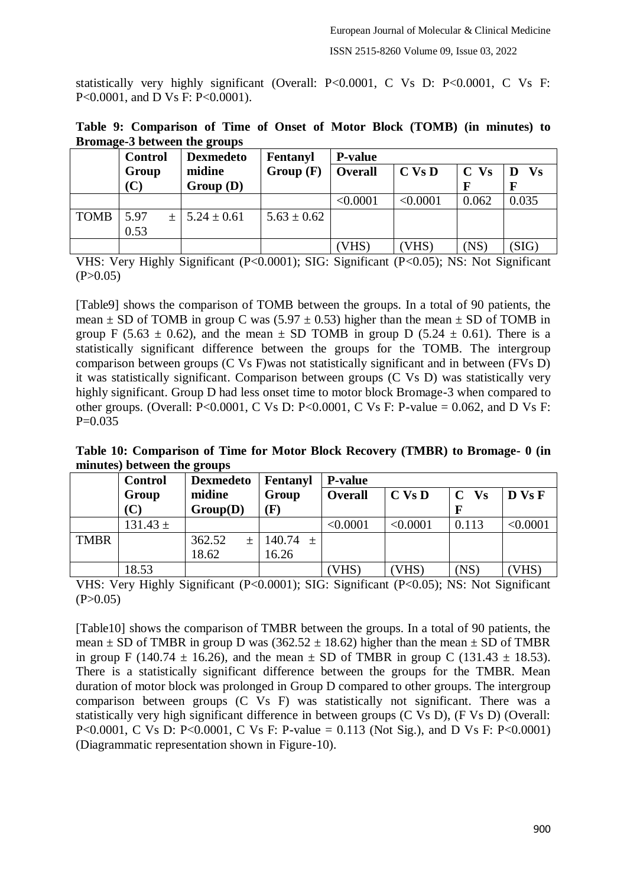statistically very highly significant (Overall: P<0.0001, C Vs D: P<0.0001, C Vs F: P<0.0001, and D Vs F: P<0.0001).

**Table 9: Comparison of Time of Onset of Motor Block (TOMB) (in minutes) to Bromage-3 between the groups**

| | Control Group (C) | Dexmedetomidine Group (D) | Fentanyl Group (F) | P-value | | | |
|---|---|---|---|---|---|---|---|
| | | | | Overall | C Vs D | C Vs F | D Vs F |
| TOMB | 5.97 ± 0.53 | 5.24 ± 0.61 | 5.63 ± 0.62 | <0.0001 (VHS) | <0.0001 (VHS) | 0.062 (NS) | 0.035 (SIG) |

VHS: Very Highly Significant (P<0.0001); SIG: Significant (P<0.05); NS: Not Significant (P>0.05)

[Table9] shows the comparison of TOMB between the groups. In a total of 90 patients, the mean ± SD of TOMB in group C was (5.97 ± 0.53) higher than the mean ± SD of TOMB in group F (5.63 ± 0.62), and the mean ± SD TOMB in group D (5.24 ± 0.61). There is a statistically significant difference between the groups for the TOMB. The intergroup comparison between groups (C Vs F)was not statistically significant and in between (FVs D) it was statistically significant. Comparison between groups (C Vs D) was statistically very highly significant. Group D had less onset time to motor block Bromage-3 when compared to other groups. (Overall: P<0.0001, C Vs D: P<0.0001, C Vs F: P-value = 0.062, and D Vs F: P=0.035

**Table 10: Comparison of Time for Motor Block Recovery (TMBR) to Bromage- 0 (in minutes) between the groups**

| | Control Group (C) | Dexmedetomidine Group(D) | Fentanyl Group (F) | P-value | | | |
|---|---|---|---|---|---|---|---|
| | | | | Overall | C Vs D | C Vs F | D Vs F |
| TMBR | 131.43 ± 18.53 | 362.52 ± 18.62 | 140.74 ± 16.26 | <0.0001 (VHS) | <0.0001 (VHS) | 0.113 (NS) | <0.0001 (VHS) |

VHS: Very Highly Significant (P<0.0001); SIG: Significant (P<0.05); NS: Not Significant (P>0.05)

[Table10] shows the comparison of TMBR between the groups. In a total of 90 patients, the mean ± SD of TMBR in group D was (362.52 ± 18.62) higher than the mean ± SD of TMBR in group F (140.74 ± 16.26), and the mean ± SD of TMBR in group C (131.43 ± 18.53). There is a statistically significant difference between the groups for the TMBR. Mean duration of motor block was prolonged in Group D compared to other groups. The intergroup comparison between groups (C Vs F) was statistically not significant. There was a statistically very high significant difference in between groups (C Vs D), (F Vs D) (Overall: P<0.0001, C Vs D: P<0.0001, C Vs F: P-value = 0.113 (Not Sig.), and D Vs F: P<0.0001) (Diagrammatic representation shown in Figure-10).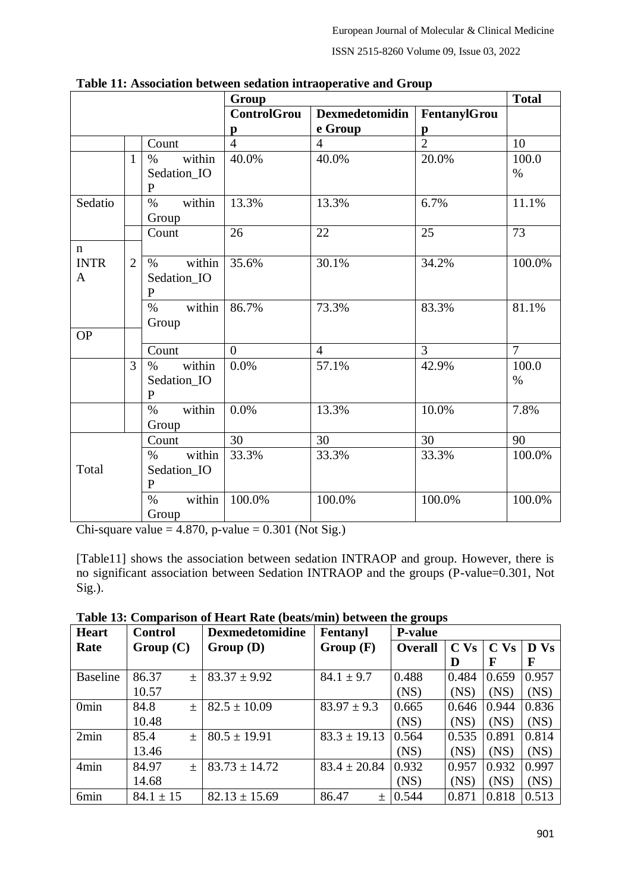**Table 11: Association between sedation intraoperative and Group**

| | | | Group | | | Total |
|---|---|---|---|---|---|---|
| | | | ControlGroup | Dexmedetomidine Group | FentanylGroup | |
| Sedation INTRA OP | 1 | Count | 4 | 4 | 2 | 10 |
| | | % within Sedation_IOP | 40.0% | 40.0% | 20.0% | 100.0% |
| | | % within Group | 13.3% | 13.3% | 6.7% | 11.1% |
| | 2 | Count | 26 | 22 | 25 | 73 |
| | | % within Sedation_IOP | 35.6% | 30.1% | 34.2% | 100.0% |
| | | % within Group | 86.7% | 73.3% | 83.3% | 81.1% |
| | 3 | Count | 0 | 4 | 3 | 7 |
| | | % within Sedation_IOP | 0.0% | 57.1% | 42.9% | 100.0% |
| | | % within Group | 0.0% | 13.3% | 10.0% | 7.8% |
| Total | | Count | 30 | 30 | 30 | 90 |
| | | % within Sedation_IOP | 33.3% | 33.3% | 33.3% | 100.0% |
| | | % within Group | 100.0% | 100.0% | 100.0% | 100.0% |

Chi-square value = 4.870, p-value = 0.301 (Not Sig.)

[Table11] shows the association between sedation INTRAOP and group. However, there is no significant association between Sedation INTRAOP and the groups (P-value=0.301, Not Sig.).

**Table 13: Comparison of Heart Rate (beats/min) between the groups**

| Heart Rate | Control Group (C) | Dexmedetomidine Group (D) | Fentanyl Group (F) | P-value | | | |
|---|---|---|---|---|---|---|---|
| | | | | Overall | C Vs D | C Vs F | D Vs F |
| Baseline | 86.37 ± 10.57 | 83.37 ± 9.92 | 84.1 ± 9.7 | 0.488 (NS) | 0.484 (NS) | 0.659 (NS) | 0.957 (NS) |
| 0min | 84.8 ± 10.48 | 82.5 ± 10.09 | 83.97 ± 9.3 | 0.665 (NS) | 0.646 (NS) | 0.944 (NS) | 0.836 (NS) |
| 2min | 85.4 ± 13.46 | 80.5 ± 19.91 | 83.3 ± 19.13 | 0.564 (NS) | 0.535 (NS) | 0.891 (NS) | 0.814 (NS) |
| 4min | 84.97 ± 14.68 | 83.73 ± 14.72 | 83.4 ± 20.84 | 0.932 (NS) | 0.957 (NS) | 0.932 (NS) | 0.997 (NS) |
| 6min | 84.1 ± 15 | 82.13 ± 15.69 | 86.47 ± | 0.544 | 0.871 | 0.818 | 0.513 |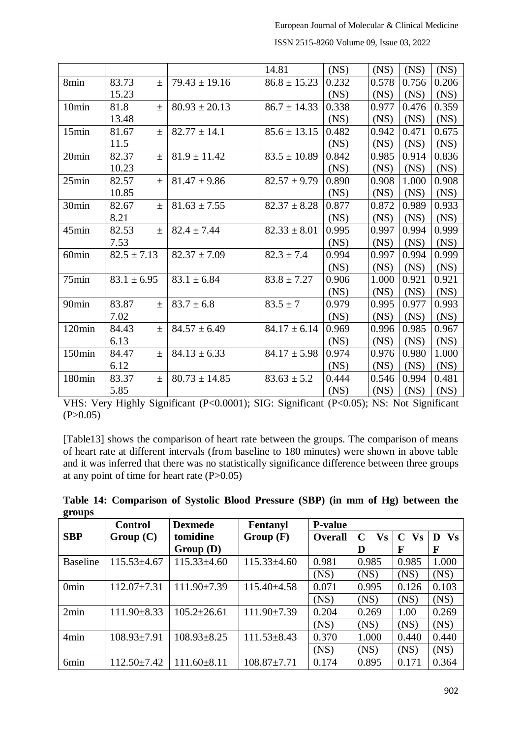| | | | 14.81 | (NS) | (NS) | (NS) | (NS) |
|---|---|---|---|---|---|---|---|
| 8min | 83.73 ± 15.23 | 79.43 ± 19.16 | 86.8 ± 15.23 | 0.232 (NS) | 0.578 (NS) | 0.756 (NS) | 0.206 (NS) |
| 10min | 81.8 ± 13.48 | 80.93 ± 20.13 | 86.7 ± 14.33 | 0.338 (NS) | 0.977 (NS) | 0.476 (NS) | 0.359 (NS) |
| 15min | 81.67 ± 11.5 | 82.77 ± 14.1 | 85.6 ± 13.15 | 0.482 (NS) | 0.942 (NS) | 0.471 (NS) | 0.675 (NS) |
| 20min | 82.37 ± 10.23 | 81.9 ± 11.42 | 83.5 ± 10.89 | 0.842 (NS) | 0.985 (NS) | 0.914 (NS) | 0.836 (NS) |
| 25min | 82.57 ± 10.85 | 81.47 ± 9.86 | 82.57 ± 9.79 | 0.890 (NS) | 0.908 (NS) | 1.000 (NS) | 0.908 (NS) |
| 30min | 82.67 ± 8.21 | 81.63 ± 7.55 | 82.37 ± 8.28 | 0.877 (NS) | 0.872 (NS) | 0.989 (NS) | 0.933 (NS) |
| 45min | 82.53 ± 7.53 | 82.4 ± 7.44 | 82.33 ± 8.01 | 0.995 (NS) | 0.997 (NS) | 0.994 (NS) | 0.999 (NS) |
| 60min | 82.5 ± 7.13 | 82.37 ± 7.09 | 82.3 ± 7.4 | 0.994 (NS) | 0.997 (NS) | 0.994 (NS) | 0.999 (NS) |
| 75min | 83.1 ± 6.95 | 83.1 ± 6.84 | 83.8 ± 7.27 | 0.906 (NS) | 1.000 (NS) | 0.921 (NS) | 0.921 (NS) |
| 90min | 83.87 ± 7.02 | 83.7 ± 6.8 | 83.5 ± 7 | 0.979 (NS) | 0.995 (NS) | 0.977 (NS) | 0.993 (NS) |
| 120min | 84.43 ± 6.13 | 84.57 ± 6.49 | 84.17 ± 6.14 | 0.969 (NS) | 0.996 (NS) | 0.985 (NS) | 0.967 (NS) |
| 150min | 84.47 ± 6.12 | 84.13 ± 6.33 | 84.17 ± 5.98 | 0.974 (NS) | 0.976 (NS) | 0.980 (NS) | 1.000 (NS) |
| 180min | 83.37 ± 5.85 | 80.73 ± 14.85 | 83.63 ± 5.2 | 0.444 (NS) | 0.546 (NS) | 0.994 (NS) | 0.481 (NS) |

VHS: Very Highly Significant (P<0.0001); SIG: Significant (P<0.05); NS: Not Significant (P>0.05)

[Table13] shows the comparison of heart rate between the groups. The comparison of means of heart rate at different intervals (from baseline to 180 minutes) were shown in above table and it was inferred that there was no statistically significance difference between three groups at any point of time for heart rate (P>0.05)

**Table 14: Comparison of Systolic Blood Pressure (SBP) (in mm of Hg) between the groups**

| SBP | Control Group (C) | Dexmedetomidine Group (D) | Fentanyl Group (F) | P-value | | | |
|---|---|---|---|---|---|---|---|
| | | | | Overall | C Vs D | C Vs F | D Vs F |
| Baseline | 115.53±4.67 | 115.33±4.60 | 115.33±4.60 | 0.981 (NS) | 0.985 (NS) | 0.985 (NS) | 1.000 (NS) |
| 0min | 112.07±7.31 | 111.90±7.39 | 115.40±4.58 | 0.071 (NS) | 0.995 (NS) | 0.126 (NS) | 0.103 (NS) |
| 2min | 111.90±8.33 | 105.2±26.61 | 111.90±7.39 | 0.204 (NS) | 0.269 (NS) | 1.00 (NS) | 0.269 (NS) |
| 4min | 108.93±7.91 | 108.93±8.25 | 111.53±8.43 | 0.370 (NS) | 1.000 (NS) | 0.440 (NS) | 0.440 (NS) |
| 6min | 112.50±7.42 | 111.60±8.11 | 108.87±7.71 | 0.174 | 0.895 | 0.171 | 0.364 |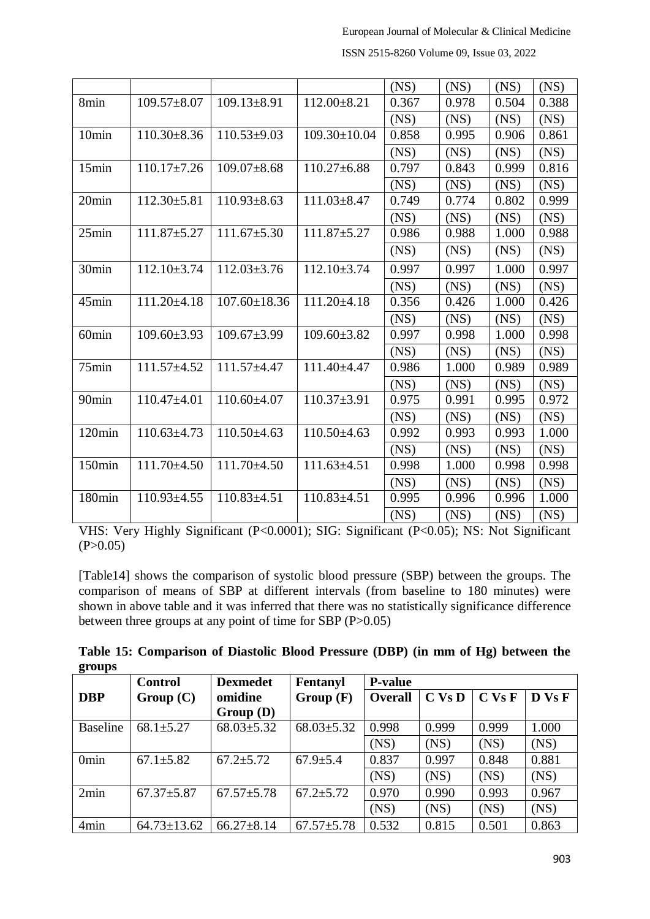| | | | | (NS) | (NS) | (NS) | (NS) |
|---|---|---|---|---|---|---|---|
| 8min | 109.57±8.07 | 109.13±8.91 | 112.00±8.21 | 0.367 (NS) | 0.978 (NS) | 0.504 (NS) | 0.388 (NS) |
| 10min | 110.30±8.36 | 110.53±9.03 | 109.30±10.04 | 0.858 (NS) | 0.995 (NS) | 0.906 (NS) | 0.861 (NS) |
| 15min | 110.17±7.26 | 109.07±8.68 | 110.27±6.88 | 0.797 (NS) | 0.843 (NS) | 0.999 (NS) | 0.816 (NS) |
| 20min | 112.30±5.81 | 110.93±8.63 | 111.03±8.47 | 0.749 (NS) | 0.774 (NS) | 0.802 (NS) | 0.999 (NS) |
| 25min | 111.87±5.27 | 111.67±5.30 | 111.87±5.27 | 0.986 (NS) | 0.988 (NS) | 1.000 (NS) | 0.988 (NS) |
| 30min | 112.10±3.74 | 112.03±3.76 | 112.10±3.74 | 0.997 (NS) | 0.997 (NS) | 1.000 (NS) | 0.997 (NS) |
| 45min | 111.20±4.18 | 107.60±18.36 | 111.20±4.18 | 0.356 (NS) | 0.426 (NS) | 1.000 (NS) | 0.426 (NS) |
| 60min | 109.60±3.93 | 109.67±3.99 | 109.60±3.82 | 0.997 (NS) | 0.998 (NS) | 1.000 (NS) | 0.998 (NS) |
| 75min | 111.57±4.52 | 111.57±4.47 | 111.40±4.47 | 0.986 (NS) | 1.000 (NS) | 0.989 (NS) | 0.989 (NS) |
| 90min | 110.47±4.01 | 110.60±4.07 | 110.37±3.91 | 0.975 (NS) | 0.991 (NS) | 0.995 (NS) | 0.972 (NS) |
| 120min | 110.63±4.73 | 110.50±4.63 | 110.50±4.63 | 0.992 (NS) | 0.993 (NS) | 0.993 (NS) | 1.000 (NS) |
| 150min | 111.70±4.50 | 111.70±4.50 | 111.63±4.51 | 0.998 (NS) | 1.000 (NS) | 0.998 (NS) | 0.998 (NS) |
| 180min | 110.93±4.55 | 110.83±4.51 | 110.83±4.51 | 0.995 (NS) | 0.996 (NS) | 0.996 (NS) | 1.000 (NS) |

VHS: Very Highly Significant (P<0.0001); SIG: Significant (P<0.05); NS: Not Significant (P>0.05)

[Table14] shows the comparison of systolic blood pressure (SBP) between the groups. The comparison of means of SBP at different intervals (from baseline to 180 minutes) were shown in above table and it was inferred that there was no statistically significance difference between three groups at any point of time for SBP (P>0.05)

**Table 15: Comparison of Diastolic Blood Pressure (DBP) (in mm of Hg) between the groups**

| DBP | Control Group (C) | Dexmedetomidine Group (D) | Fentanyl Group (F) | P-value | | | |
|---|---|---|---|---|---|---|---|
| | | | | **Overall** | **C Vs D** | **C Vs F** | **D Vs F** |
| Baseline | 68.1±5.27 | 68.03±5.32 | 68.03±5.32 | 0.998 (NS) | 0.999 (NS) | 0.999 (NS) | 1.000 (NS) |
| 0min | 67.1±5.82 | 67.2±5.72 | 67.9±5.4 | 0.837 (NS) | 0.997 (NS) | 0.848 (NS) | 0.881 (NS) |
| 2min | 67.37±5.87 | 67.57±5.78 | 67.2±5.72 | 0.970 (NS) | 0.990 (NS) | 0.993 (NS) | 0.967 (NS) |
| 4min | 64.73±13.62 | 66.27±8.14 | 67.57±5.78 | 0.532 | 0.815 | 0.501 | 0.863 |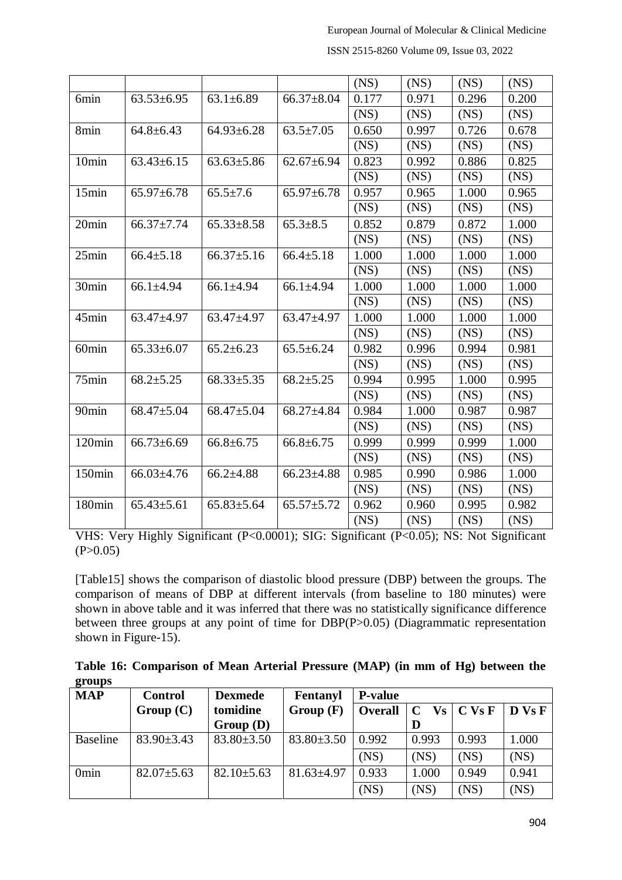|  |  |  |  | (NS) | (NS) | (NS) | (NS) |
|---|---|---|---|---|---|---|---|
| 6min | 63.53±6.95 | 63.1±6.89 | 66.37±8.04 | 0.177 | 0.971 | 0.296 | 0.200 |
|  |  |  |  | (NS) | (NS) | (NS) | (NS) |
| 8min | 64.8±6.43 | 64.93±6.28 | 63.5±7.05 | 0.650 | 0.997 | 0.726 | 0.678 |
|  |  |  |  | (NS) | (NS) | (NS) | (NS) |
| 10min | 63.43±6.15 | 63.63±5.86 | 62.67±6.94 | 0.823 | 0.992 | 0.886 | 0.825 |
|  |  |  |  | (NS) | (NS) | (NS) | (NS) |
| 15min | 65.97±6.78 | 65.5±7.6 | 65.97±6.78 | 0.957 | 0.965 | 1.000 | 0.965 |
|  |  |  |  | (NS) | (NS) | (NS) | (NS) |
| 20min | 66.37±7.74 | 65.33±8.58 | 65.3±8.5 | 0.852 | 0.879 | 0.872 | 1.000 |
|  |  |  |  | (NS) | (NS) | (NS) | (NS) |
| 25min | 66.4±5.18 | 66.37±5.16 | 66.4±5.18 | 1.000 | 1.000 | 1.000 | 1.000 |
|  |  |  |  | (NS) | (NS) | (NS) | (NS) |
| 30min | 66.1±4.94 | 66.1±4.94 | 66.1±4.94 | 1.000 | 1.000 | 1.000 | 1.000 |
|  |  |  |  | (NS) | (NS) | (NS) | (NS) |
| 45min | 63.47±4.97 | 63.47±4.97 | 63.47±4.97 | 1.000 | 1.000 | 1.000 | 1.000 |
|  |  |  |  | (NS) | (NS) | (NS) | (NS) |
| 60min | 65.33±6.07 | 65.2±6.23 | 65.5±6.24 | 0.982 | 0.996 | 0.994 | 0.981 |
|  |  |  |  | (NS) | (NS) | (NS) | (NS) |
| 75min | 68.2±5.25 | 68.33±5.35 | 68.2±5.25 | 0.994 | 0.995 | 1.000 | 0.995 |
|  |  |  |  | (NS) | (NS) | (NS) | (NS) |
| 90min | 68.47±5.04 | 68.47±5.04 | 68.27±4.84 | 0.984 | 1.000 | 0.987 | 0.987 |
|  |  |  |  | (NS) | (NS) | (NS) | (NS) |
| 120min | 66.73±6.69 | 66.8±6.75 | 66.8±6.75 | 0.999 | 0.999 | 0.999 | 1.000 |
|  |  |  |  | (NS) | (NS) | (NS) | (NS) |
| 150min | 66.03±4.76 | 66.2±4.88 | 66.23±4.88 | 0.985 | 0.990 | 0.986 | 1.000 |
|  |  |  |  | (NS) | (NS) | (NS) | (NS) |
| 180min | 65.43±5.61 | 65.83±5.64 | 65.57±5.72 | 0.962 | 0.960 | 0.995 | 0.982 |
|  |  |  |  | (NS) | (NS) | (NS) | (NS) |

VHS: Very Highly Significant (P<0.0001); SIG: Significant (P<0.05); NS: Not Significant (P>0.05)

[Table15] shows the comparison of diastolic blood pressure (DBP) between the groups. The comparison of means of DBP at different intervals (from baseline to 180 minutes) were shown in above table and it was inferred that there was no statistically significance difference between three groups at any point of time for DBP(P>0.05) (Diagrammatic representation shown in Figure-15).

**Table 16: Comparison of Mean Arterial Pressure (MAP) (in mm of Hg) between the groups**

| MAP | Control Group (C) | Dexmedetomidine Group (D) | Fentanyl Group (F) | P-value | | | |
|---|---|---|---|---|---|---|---|
| | | | | Overall | C Vs D | C Vs F | D Vs F |
| Baseline | 83.90±3.43 | 83.80±3.50 | 83.80±3.50 | 0.992 | 0.993 | 0.993 | 1.000 |
|  |  |  |  | (NS) | (NS) | (NS) | (NS) |
| 0min | 82.07±5.63 | 82.10±5.63 | 81.63±4.97 | 0.933 | 1.000 | 0.949 | 0.941 |
|  |  |  |  | (NS) | (NS) | (NS) | (NS) |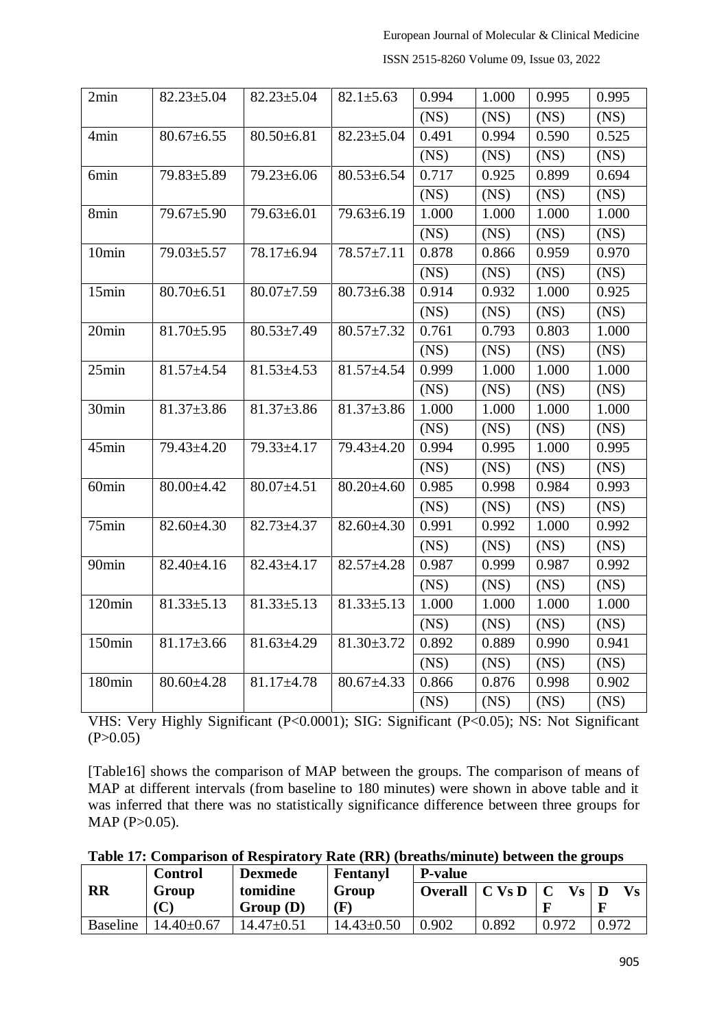| 2min | 82.23±5.04 | 82.23±5.04 | 82.1±5.63 | 0.994 (NS) | 1.000 (NS) | 0.995 (NS) | 0.995 (NS) |
|---|---|---|---|---|---|---|---|
| 4min | 80.67±6.55 | 80.50±6.81 | 82.23±5.04 | 0.491 (NS) | 0.994 (NS) | 0.590 (NS) | 0.525 (NS) |
| 6min | 79.83±5.89 | 79.23±6.06 | 80.53±6.54 | 0.717 (NS) | 0.925 (NS) | 0.899 (NS) | 0.694 (NS) |
| 8min | 79.67±5.90 | 79.63±6.01 | 79.63±6.19 | 1.000 (NS) | 1.000 (NS) | 1.000 (NS) | 1.000 (NS) |
| 10min | 79.03±5.57 | 78.17±6.94 | 78.57±7.11 | 0.878 (NS) | 0.866 (NS) | 0.959 (NS) | 0.970 (NS) |
| 15min | 80.70±6.51 | 80.07±7.59 | 80.73±6.38 | 0.914 (NS) | 0.932 (NS) | 1.000 (NS) | 0.925 (NS) |
| 20min | 81.70±5.95 | 80.53±7.49 | 80.57±7.32 | 0.761 (NS) | 0.793 (NS) | 0.803 (NS) | 1.000 (NS) |
| 25min | 81.57±4.54 | 81.53±4.53 | 81.57±4.54 | 0.999 (NS) | 1.000 (NS) | 1.000 (NS) | 1.000 (NS) |
| 30min | 81.37±3.86 | 81.37±3.86 | 81.37±3.86 | 1.000 (NS) | 1.000 (NS) | 1.000 (NS) | 1.000 (NS) |
| 45min | 79.43±4.20 | 79.33±4.17 | 79.43±4.20 | 0.994 (NS) | 0.995 (NS) | 1.000 (NS) | 0.995 (NS) |
| 60min | 80.00±4.42 | 80.07±4.51 | 80.20±4.60 | 0.985 (NS) | 0.998 (NS) | 0.984 (NS) | 0.993 (NS) |
| 75min | 82.60±4.30 | 82.73±4.37 | 82.60±4.30 | 0.991 (NS) | 0.992 (NS) | 1.000 (NS) | 0.992 (NS) |
| 90min | 82.40±4.16 | 82.43±4.17 | 82.57±4.28 | 0.987 (NS) | 0.999 (NS) | 0.987 (NS) | 0.992 (NS) |
| 120min | 81.33±5.13 | 81.33±5.13 | 81.33±5.13 | 1.000 (NS) | 1.000 (NS) | 1.000 (NS) | 1.000 (NS) |
| 150min | 81.17±3.66 | 81.63±4.29 | 81.30±3.72 | 0.892 (NS) | 0.889 (NS) | 0.990 (NS) | 0.941 (NS) |
| 180min | 80.60±4.28 | 81.17±4.78 | 80.67±4.33 | 0.866 (NS) | 0.876 (NS) | 0.998 (NS) | 0.902 (NS) |

VHS: Very Highly Significant (P<0.0001); SIG: Significant (P<0.05); NS: Not Significant (P>0.05)

[Table16] shows the comparison of MAP between the groups. The comparison of means of MAP at different intervals (from baseline to 180 minutes) were shown in above table and it was inferred that there was no statistically significance difference between three groups for MAP (P>0.05).

**Table 17: Comparison of Respiratory Rate (RR) (breaths/minute) between the groups**

| RR | Control Group (C) | Dexmedetomidine Group (D) | Fentanyl Group (F) | P-value | | | |
|---|---|---|---|---|---|---|---|
| | | | | Overall | C Vs D | C Vs F | D Vs F |
| Baseline | 14.40±0.67 | 14.47±0.51 | 14.43±0.50 | 0.902 | 0.892 | 0.972 | 0.972 |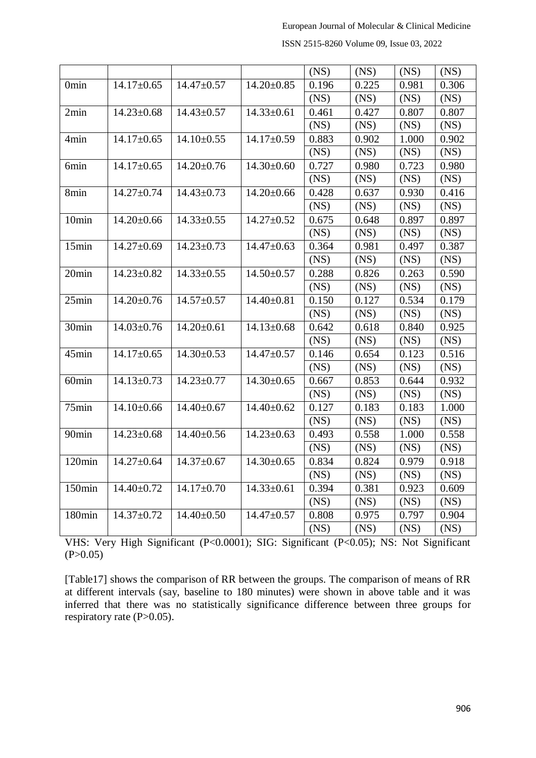| | | | | (NS) | (NS) | (NS) | (NS) |
|---|---|---|---|---|---|---|---|
| 0min | 14.17±0.65 | 14.47±0.57 | 14.20±0.85 | 0.196 (NS) | 0.225 (NS) | 0.981 (NS) | 0.306 (NS) |
| 2min | 14.23±0.68 | 14.43±0.57 | 14.33±0.61 | 0.461 (NS) | 0.427 (NS) | 0.807 (NS) | 0.807 (NS) |
| 4min | 14.17±0.65 | 14.10±0.55 | 14.17±0.59 | 0.883 (NS) | 0.902 (NS) | 1.000 (NS) | 0.902 (NS) |
| 6min | 14.17±0.65 | 14.20±0.76 | 14.30±0.60 | 0.727 (NS) | 0.980 (NS) | 0.723 (NS) | 0.980 (NS) |
| 8min | 14.27±0.74 | 14.43±0.73 | 14.20±0.66 | 0.428 (NS) | 0.637 (NS) | 0.930 (NS) | 0.416 (NS) |
| 10min | 14.20±0.66 | 14.33±0.55 | 14.27±0.52 | 0.675 (NS) | 0.648 (NS) | 0.897 (NS) | 0.897 (NS) |
| 15min | 14.27±0.69 | 14.23±0.73 | 14.47±0.63 | 0.364 (NS) | 0.981 (NS) | 0.497 (NS) | 0.387 (NS) |
| 20min | 14.23±0.82 | 14.33±0.55 | 14.50±0.57 | 0.288 (NS) | 0.826 (NS) | 0.263 (NS) | 0.590 (NS) |
| 25min | 14.20±0.76 | 14.57±0.57 | 14.40±0.81 | 0.150 (NS) | 0.127 (NS) | 0.534 (NS) | 0.179 (NS) |
| 30min | 14.03±0.76 | 14.20±0.61 | 14.13±0.68 | 0.642 (NS) | 0.618 (NS) | 0.840 (NS) | 0.925 (NS) |
| 45min | 14.17±0.65 | 14.30±0.53 | 14.47±0.57 | 0.146 (NS) | 0.654 (NS) | 0.123 (NS) | 0.516 (NS) |
| 60min | 14.13±0.73 | 14.23±0.77 | 14.30±0.65 | 0.667 (NS) | 0.853 (NS) | 0.644 (NS) | 0.932 (NS) |
| 75min | 14.10±0.66 | 14.40±0.67 | 14.40±0.62 | 0.127 (NS) | 0.183 (NS) | 0.183 (NS) | 1.000 (NS) |
| 90min | 14.23±0.68 | 14.40±0.56 | 14.23±0.63 | 0.493 (NS) | 0.558 (NS) | 1.000 (NS) | 0.558 (NS) |
| 120min | 14.27±0.64 | 14.37±0.67 | 14.30±0.65 | 0.834 (NS) | 0.824 (NS) | 0.979 (NS) | 0.918 (NS) |
| 150min | 14.40±0.72 | 14.17±0.70 | 14.33±0.61 | 0.394 (NS) | 0.381 (NS) | 0.923 (NS) | 0.609 (NS) |
| 180min | 14.37±0.72 | 14.40±0.50 | 14.47±0.57 | 0.808 (NS) | 0.975 (NS) | 0.797 (NS) | 0.904 (NS) |

VHS: Very High Significant (P<0.0001); SIG: Significant (P<0.05); NS: Not Significant (P>0.05)

[Table17] shows the comparison of RR between the groups. The comparison of means of RR at different intervals (say, baseline to 180 minutes) were shown in above table and it was inferred that there was no statistically significance difference between three groups for respiratory rate (P>0.05).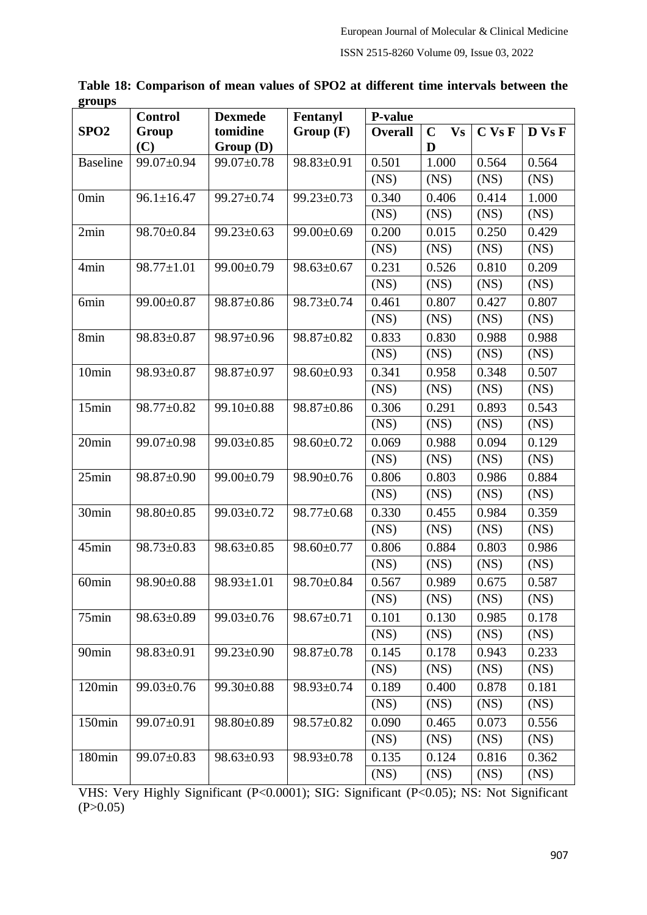**Table 18: Comparison of mean values of SPO2 at different time intervals between the groups**

| SPO2 | Control Group (C) | Dexmedetomidine Group (D) | Fentanyl Group (F) | P-value | | | |
|---|---|---|---|---|---|---|---|
| | | | | Overall | C Vs D | C Vs F | D Vs F |
| Baseline | 99.07±0.94 | 99.07±0.78 | 98.83±0.91 | 0.501 (NS) | 1.000 (NS) | 0.564 (NS) | 0.564 (NS) |
| 0min | 96.1±16.47 | 99.27±0.74 | 99.23±0.73 | 0.340 (NS) | 0.406 (NS) | 0.414 (NS) | 1.000 (NS) |
| 2min | 98.70±0.84 | 99.23±0.63 | 99.00±0.69 | 0.200 (NS) | 0.015 (NS) | 0.250 (NS) | 0.429 (NS) |
| 4min | 98.77±1.01 | 99.00±0.79 | 98.63±0.67 | 0.231 (NS) | 0.526 (NS) | 0.810 (NS) | 0.209 (NS) |
| 6min | 99.00±0.87 | 98.87±0.86 | 98.73±0.74 | 0.461 (NS) | 0.807 (NS) | 0.427 (NS) | 0.807 (NS) |
| 8min | 98.83±0.87 | 98.97±0.96 | 98.87±0.82 | 0.833 (NS) | 0.830 (NS) | 0.988 (NS) | 0.988 (NS) |
| 10min | 98.93±0.87 | 98.87±0.97 | 98.60±0.93 | 0.341 (NS) | 0.958 (NS) | 0.348 (NS) | 0.507 (NS) |
| 15min | 98.77±0.82 | 99.10±0.88 | 98.87±0.86 | 0.306 (NS) | 0.291 (NS) | 0.893 (NS) | 0.543 (NS) |
| 20min | 99.07±0.98 | 99.03±0.85 | 98.60±0.72 | 0.069 (NS) | 0.988 (NS) | 0.094 (NS) | 0.129 (NS) |
| 25min | 98.87±0.90 | 99.00±0.79 | 98.90±0.76 | 0.806 (NS) | 0.803 (NS) | 0.986 (NS) | 0.884 (NS) |
| 30min | 98.80±0.85 | 99.03±0.72 | 98.77±0.68 | 0.330 (NS) | 0.455 (NS) | 0.984 (NS) | 0.359 (NS) |
| 45min | 98.73±0.83 | 98.63±0.85 | 98.60±0.77 | 0.806 (NS) | 0.884 (NS) | 0.803 (NS) | 0.986 (NS) |
| 60min | 98.90±0.88 | 98.93±1.01 | 98.70±0.84 | 0.567 (NS) | 0.989 (NS) | 0.675 (NS) | 0.587 (NS) |
| 75min | 98.63±0.89 | 99.03±0.76 | 98.67±0.71 | 0.101 (NS) | 0.130 (NS) | 0.985 (NS) | 0.178 (NS) |
| 90min | 98.83±0.91 | 99.23±0.90 | 98.87±0.78 | 0.145 (NS) | 0.178 (NS) | 0.943 (NS) | 0.233 (NS) |
| 120min | 99.03±0.76 | 99.30±0.88 | 98.93±0.74 | 0.189 (NS) | 0.400 (NS) | 0.878 (NS) | 0.181 (NS) |
| 150min | 99.07±0.91 | 98.80±0.89 | 98.57±0.82 | 0.090 (NS) | 0.465 (NS) | 0.073 (NS) | 0.556 (NS) |
| 180min | 99.07±0.83 | 98.63±0.93 | 98.93±0.78 | 0.135 (NS) | 0.124 (NS) | 0.816 (NS) | 0.362 (NS) |

VHS: Very Highly Significant (P<0.0001); SIG: Significant (P<0.05); NS: Not Significant (P>0.05)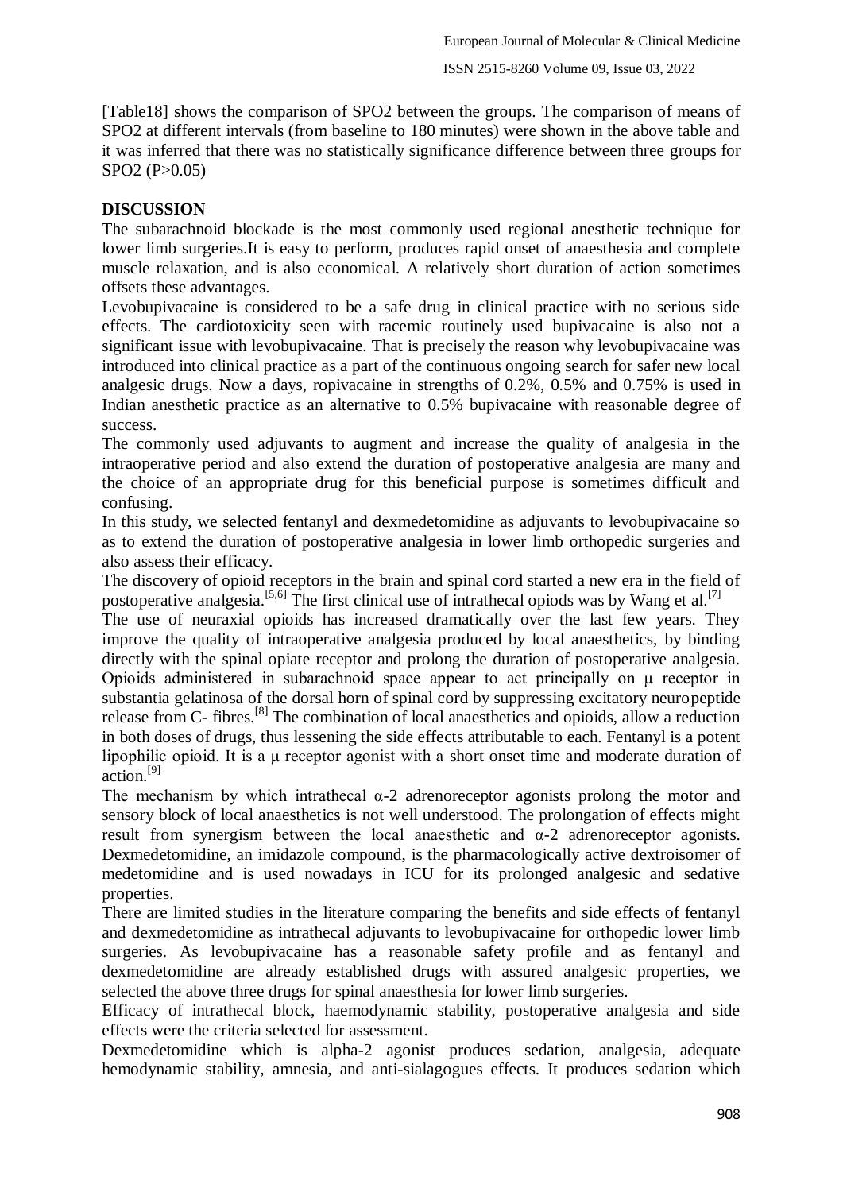[Table18] shows the comparison of SPO2 between the groups. The comparison of means of SPO2 at different intervals (from baseline to 180 minutes) were shown in the above table and it was inferred that there was no statistically significance difference between three groups for SPO2 (P>0.05)

## DISCUSSION

The subarachnoid blockade is the most commonly used regional anesthetic technique for lower limb surgeries.It is easy to perform, produces rapid onset of anaesthesia and complete muscle relaxation, and is also economical. A relatively short duration of action sometimes offsets these advantages.

Levobupivacaine is considered to be a safe drug in clinical practice with no serious side effects. The cardiotoxicity seen with racemic routinely used bupivacaine is also not a significant issue with levobupivacaine. That is precisely the reason why levobupivacaine was introduced into clinical practice as a part of the continuous ongoing search for safer new local analgesic drugs. Now a days, ropivacaine in strengths of 0.2%, 0.5% and 0.75% is used in Indian anesthetic practice as an alternative to 0.5% bupivacaine with reasonable degree of success.

The commonly used adjuvants to augment and increase the quality of analgesia in the intraoperative period and also extend the duration of postoperative analgesia are many and the choice of an appropriate drug for this beneficial purpose is sometimes difficult and confusing.

In this study, we selected fentanyl and dexmedetomidine as adjuvants to levobupivacaine so as to extend the duration of postoperative analgesia in lower limb orthopedic surgeries and also assess their efficacy.

The discovery of opioid receptors in the brain and spinal cord started a new era in the field of postoperative analgesia.[5,6] The first clinical use of intrathecal opiods was by Wang et al.[7]

The use of neuraxial opioids has increased dramatically over the last few years. They improve the quality of intraoperative analgesia produced by local anaesthetics, by binding directly with the spinal opiate receptor and prolong the duration of postoperative analgesia. Opioids administered in subarachnoid space appear to act principally on μ receptor in substantia gelatinosa of the dorsal horn of spinal cord by suppressing excitatory neuropeptide release from C- fibres.[8] The combination of local anaesthetics and opioids, allow a reduction in both doses of drugs, thus lessening the side effects attributable to each. Fentanyl is a potent lipophilic opioid. It is a μ receptor agonist with a short onset time and moderate duration of action.[9]

The mechanism by which intrathecal α-2 adrenoreceptor agonists prolong the motor and sensory block of local anaesthetics is not well understood. The prolongation of effects might result from synergism between the local anaesthetic and α-2 adrenoreceptor agonists. Dexmedetomidine, an imidazole compound, is the pharmacologically active dextroisomer of medetomidine and is used nowadays in ICU for its prolonged analgesic and sedative properties.

There are limited studies in the literature comparing the benefits and side effects of fentanyl and dexmedetomidine as intrathecal adjuvants to levobupivacaine for orthopedic lower limb surgeries. As levobupivacaine has a reasonable safety profile and as fentanyl and dexmedetomidine are already established drugs with assured analgesic properties, we selected the above three drugs for spinal anaesthesia for lower limb surgeries.

Efficacy of intrathecal block, haemodynamic stability, postoperative analgesia and side effects were the criteria selected for assessment.

Dexmedetomidine which is alpha-2 agonist produces sedation, analgesia, adequate hemodynamic stability, amnesia, and anti-sialagogues effects. It produces sedation which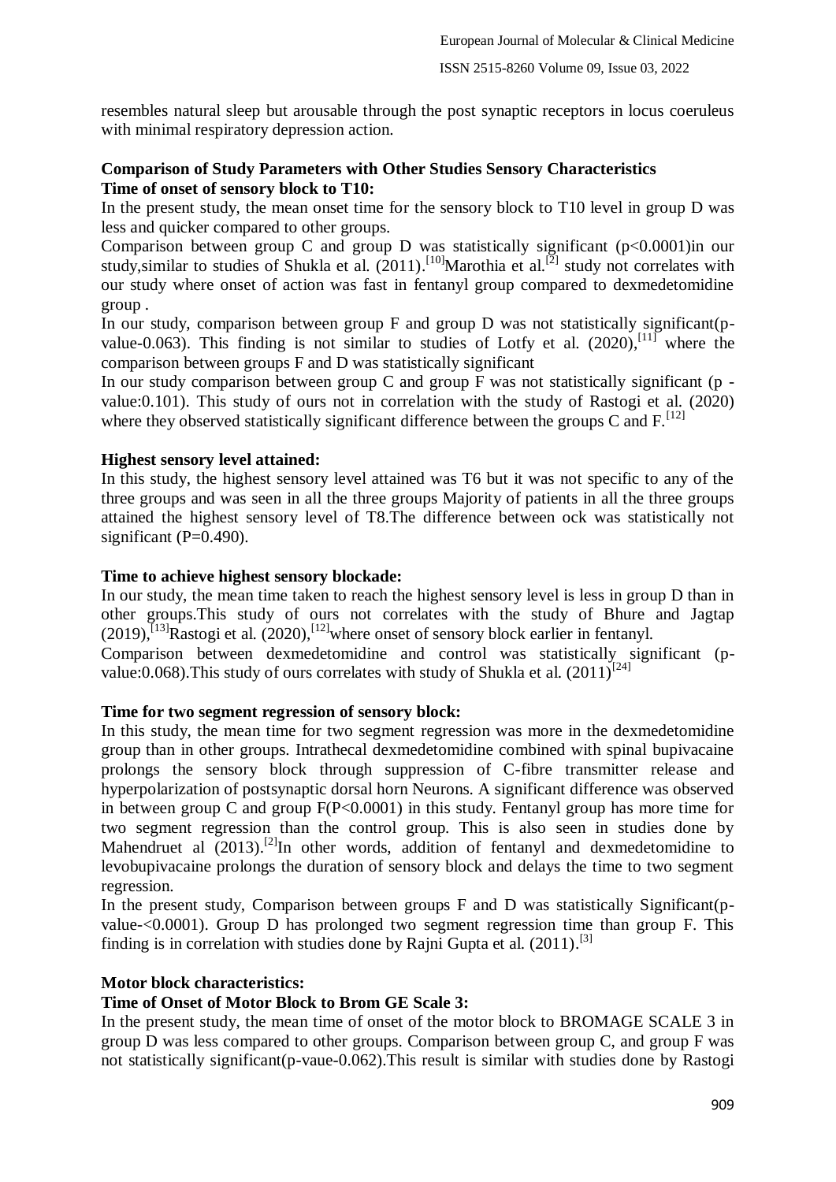resembles natural sleep but arousable through the post synaptic receptors in locus coeruleus with minimal respiratory depression action.

**Comparison of Study Parameters with Other Studies Sensory Characteristics**

**Time of onset of sensory block to T10:**

In the present study, the mean onset time for the sensory block to T10 level in group D was less and quicker compared to other groups.

Comparison between group C and group D was statistically significant (p<0.0001)in our study,similar to studies of Shukla et al. (2011).[10]Marothia et al.[2] study not correlates with our study where onset of action was fast in fentanyl group compared to dexmedetomidine group .

In our study, comparison between group F and group D was not statistically significant(p-value-0.063). This finding is not similar to studies of Lotfy et al. (2020),[11] where the comparison between groups F and D was statistically significant

In our study comparison between group C and group F was not statistically significant (p -value:0.101). This study of ours not in correlation with the study of Rastogi et al. (2020) where they observed statistically significant difference between the groups C and F.[12]

**Highest sensory level attained:**

In this study, the highest sensory level attained was T6 but it was not specific to any of the three groups and was seen in all the three groups Majority of patients in all the three groups attained the highest sensory level of T8.The difference between ock was statistically not significant (P=0.490).

**Time to achieve highest sensory blockade:**

In our study, the mean time taken to reach the highest sensory level is less in group D than in other groups.This study of ours not correlates with the study of Bhure and Jagtap (2019),[13]Rastogi et al. (2020),[12]where onset of sensory block earlier in fentanyl.

Comparison between dexmedetomidine and control was statistically significant (p-value:0.068).This study of ours correlates with study of Shukla et al. (2011)[24]

**Time for two segment regression of sensory block:**

In this study, the mean time for two segment regression was more in the dexmedetomidine group than in other groups. Intrathecal dexmedetomidine combined with spinal bupivacaine prolongs the sensory block through suppression of C-fibre transmitter release and hyperpolarization of postsynaptic dorsal horn Neurons. A significant difference was observed in between group C and group F(P<0.0001) in this study. Fentanyl group has more time for two segment regression than the control group. This is also seen in studies done by Mahendruet al (2013).[2]In other words, addition of fentanyl and dexmedetomidine to levobupivacaine prolongs the duration of sensory block and delays the time to two segment regression.

In the present study, Comparison between groups F and D was statistically Significant(p-value-<0.0001). Group D has prolonged two segment regression time than group F. This finding is in correlation with studies done by Rajni Gupta et al. (2011).[3]

**Motor block characteristics:**

**Time of Onset of Motor Block to Brom GE Scale 3:**

In the present study, the mean time of onset of the motor block to BROMAGE SCALE 3 in group D was less compared to other groups. Comparison between group C, and group F was not statistically significant(p-vaue-0.062).This result is similar with studies done by Rastogi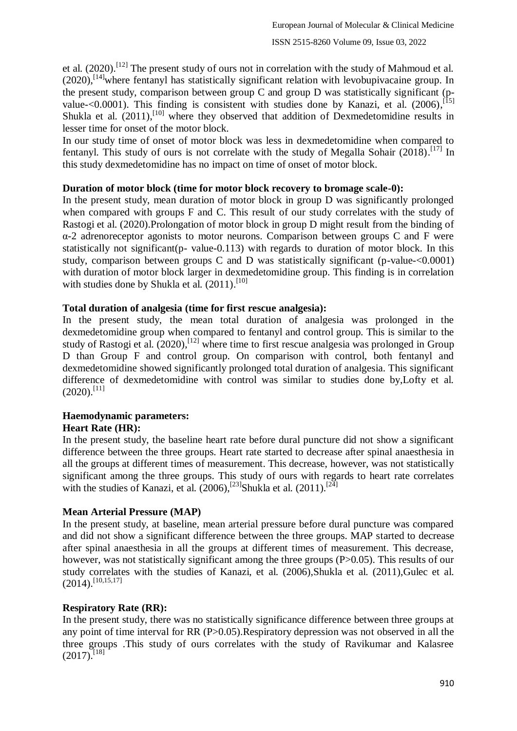et al. (2020).[12] The present study of ours not in correlation with the study of Mahmoud et al. (2020),[14]where fentanyl has statistically significant relation with levobupivacaine group. In the present study, comparison between group C and group D was statistically significant (p-value-<0.0001). This finding is consistent with studies done by Kanazi, et al. (2006),[15] Shukla et al. (2011),[10] where they observed that addition of Dexmedetomidine results in lesser time for onset of the motor block.

In our study time of onset of motor block was less in dexmedetomidine when compared to fentanyl. This study of ours is not correlate with the study of Megalla Sohair (2018).[17] In this study dexmedetomidine has no impact on time of onset of motor block.

**Duration of motor block (time for motor block recovery to bromage scale-0):**

In the present study, mean duration of motor block in group D was significantly prolonged when compared with groups F and C. This result of our study correlates with the study of Rastogi et al. (2020).Prolongation of motor block in group D might result from the binding of α-2 adrenoreceptor agonists to motor neurons. Comparison between groups C and F were statistically not significant(p- value-0.113) with regards to duration of motor block. In this study, comparison between groups C and D was statistically significant (p-value-<0.0001) with duration of motor block larger in dexmedetomidine group. This finding is in correlation with studies done by Shukla et al. (2011).[10]

**Total duration of analgesia (time for first rescue analgesia):**

In the present study, the mean total duration of analgesia was prolonged in the dexmedetomidine group when compared to fentanyl and control group. This is similar to the study of Rastogi et al. (2020),[12] where time to first rescue analgesia was prolonged in Group D than Group F and control group. On comparison with control, both fentanyl and dexmedetomidine showed significantly prolonged total duration of analgesia. This significant difference of dexmedetomidine with control was similar to studies done by,Lofty et al. (2020).[11]

**Haemodynamic parameters:**

**Heart Rate (HR):**

In the present study, the baseline heart rate before dural puncture did not show a significant difference between the three groups. Heart rate started to decrease after spinal anaesthesia in all the groups at different times of measurement. This decrease, however, was not statistically significant among the three groups. This study of ours with regards to heart rate correlates with the studies of Kanazi, et al. (2006),[23]Shukla et al. (2011).[24]

**Mean Arterial Pressure (MAP)**

In the present study, at baseline, mean arterial pressure before dural puncture was compared and did not show a significant difference between the three groups. MAP started to decrease after spinal anaesthesia in all the groups at different times of measurement. This decrease, however, was not statistically significant among the three groups (P>0.05). This results of our study correlates with the studies of Kanazi, et al. (2006),Shukla et al. (2011),Gulec et al. (2014).[10,15,17]

**Respiratory Rate (RR):**

In the present study, there was no statistically significance difference between three groups at any point of time interval for RR (P>0.05).Respiratory depression was not observed in all the three groups .This study of ours correlates with the study of Ravikumar and Kalasree (2017).[18]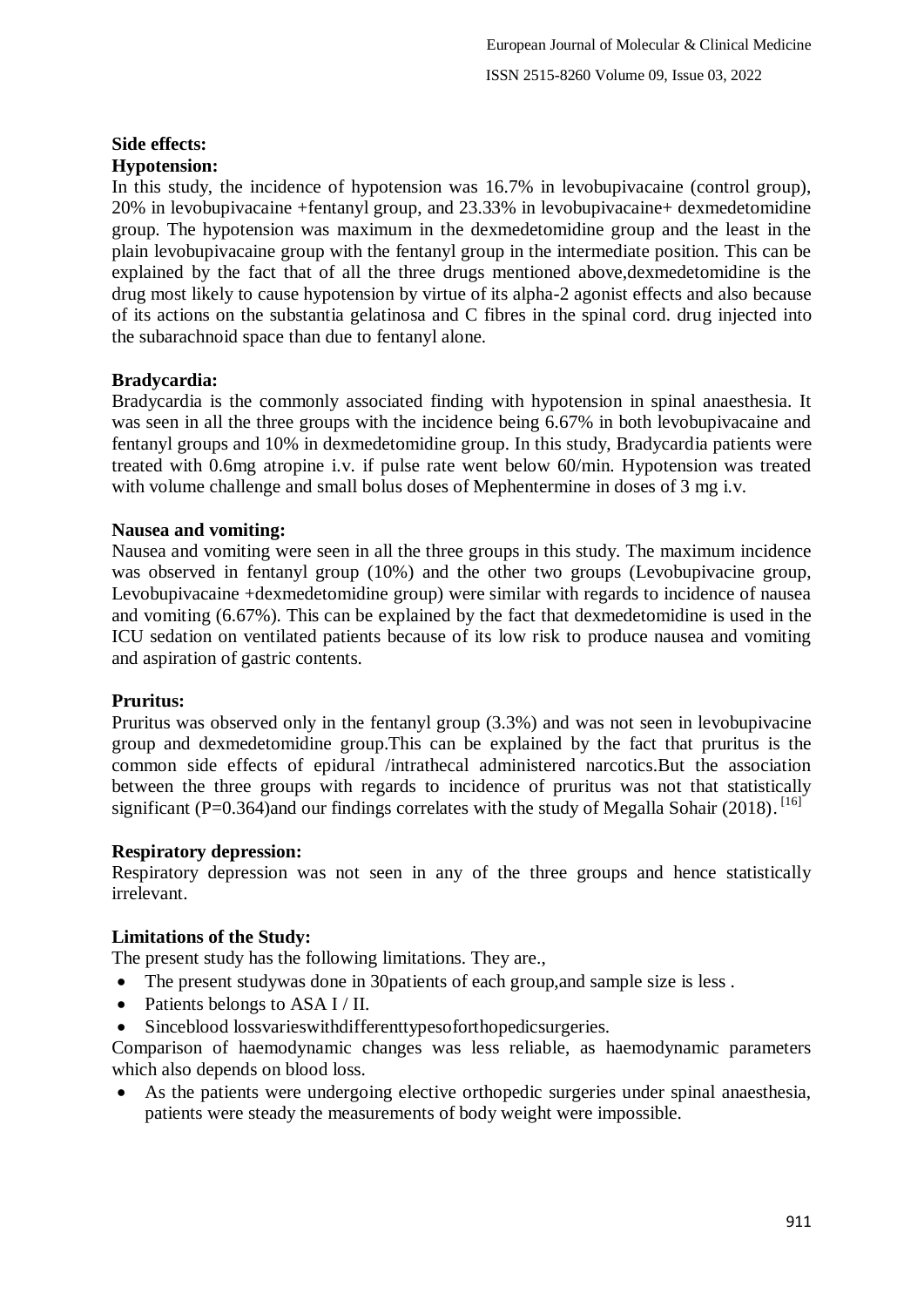**Side effects:**

**Hypotension:**

In this study, the incidence of hypotension was 16.7% in levobupivacaine (control group), 20% in levobupivacaine +fentanyl group, and 23.33% in levobupivacaine+ dexmedetomidine group. The hypotension was maximum in the dexmedetomidine group and the least in the plain levobupivacaine group with the fentanyl group in the intermediate position. This can be explained by the fact that of all the three drugs mentioned above,dexmedetomidine is the drug most likely to cause hypotension by virtue of its alpha-2 agonist effects and also because of its actions on the substantia gelatinosa and C fibres in the spinal cord. drug injected into the subarachnoid space than due to fentanyl alone.

**Bradycardia:**

Bradycardia is the commonly associated finding with hypotension in spinal anaesthesia. It was seen in all the three groups with the incidence being 6.67% in both levobupivacaine and fentanyl groups and 10% in dexmedetomidine group. In this study, Bradycardia patients were treated with 0.6mg atropine i.v. if pulse rate went below 60/min. Hypotension was treated with volume challenge and small bolus doses of Mephentermine in doses of 3 mg i.v.

**Nausea and vomiting:**

Nausea and vomiting were seen in all the three groups in this study. The maximum incidence was observed in fentanyl group (10%) and the other two groups (Levobupivacine group, Levobupivacaine +dexmedetomidine group) were similar with regards to incidence of nausea and vomiting (6.67%). This can be explained by the fact that dexmedetomidine is used in the ICU sedation on ventilated patients because of its low risk to produce nausea and vomiting and aspiration of gastric contents.

**Pruritus:**

Pruritus was observed only in the fentanyl group (3.3%) and was not seen in levobupivacine group and dexmedetomidine group.This can be explained by the fact that pruritus is the common side effects of epidural /intrathecal administered narcotics.But the association between the three groups with regards to incidence of pruritus was not that statistically significant (P=0.364)and our findings correlates with the study of Megalla Sohair (2018). [16]

**Respiratory depression:**

Respiratory depression was not seen in any of the three groups and hence statistically irrelevant.

**Limitations of the Study:**

The present study has the following limitations. They are.,

- The present studywas done in 30patients of each group,and sample size is less .
- Patients belongs to ASA I / II.
- Sinceblood lossvarieswithdifferenttypesoforthopedicsurgeries.

Comparison of haemodynamic changes was less reliable, as haemodynamic parameters which also depends on blood loss.

- As the patients were undergoing elective orthopedic surgeries under spinal anaesthesia, patients were steady the measurements of body weight were impossible.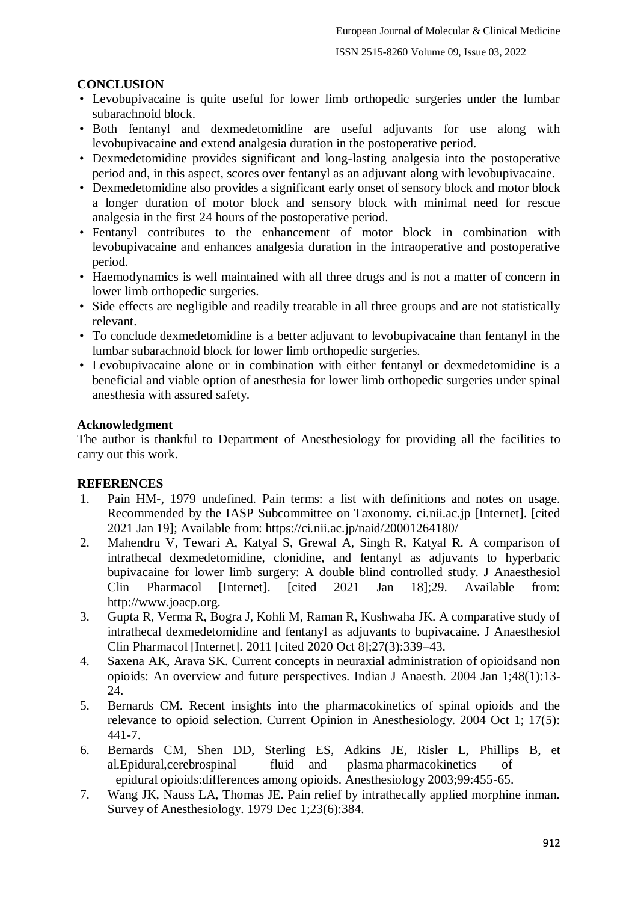## CONCLUSION

- Levobupivacaine is quite useful for lower limb orthopedic surgeries under the lumbar subarachnoid block.
- Both fentanyl and dexmedetomidine are useful adjuvants for use along with levobupivacaine and extend analgesia duration in the postoperative period.
- Dexmedetomidine provides significant and long-lasting analgesia into the postoperative period and, in this aspect, scores over fentanyl as an adjuvant along with levobupivacaine.
- Dexmedetomidine also provides a significant early onset of sensory block and motor block a longer duration of motor block and sensory block with minimal need for rescue analgesia in the first 24 hours of the postoperative period.
- Fentanyl contributes to the enhancement of motor block in combination with levobupivacaine and enhances analgesia duration in the intraoperative and postoperative period.
- Haemodynamics is well maintained with all three drugs and is not a matter of concern in lower limb orthopedic surgeries.
- Side effects are negligible and readily treatable in all three groups and are not statistically relevant.
- To conclude dexmedetomidine is a better adjuvant to levobupivacaine than fentanyl in the lumbar subarachnoid block for lower limb orthopedic surgeries.
- Levobupivacaine alone or in combination with either fentanyl or dexmedetomidine is a beneficial and viable option of anesthesia for lower limb orthopedic surgeries under spinal anesthesia with assured safety.

## Acknowledgment

The author is thankful to Department of Anesthesiology for providing all the facilities to carry out this work.

## REFERENCES

1. Pain HM-, 1979 undefined. Pain terms: a list with definitions and notes on usage. Recommended by the IASP Subcommittee on Taxonomy. ci.nii.ac.jp [Internet]. [cited 2021 Jan 19]; Available from: https://ci.nii.ac.jp/naid/20001264180/
2. Mahendru V, Tewari A, Katyal S, Grewal A, Singh R, Katyal R. A comparison of intrathecal dexmedetomidine, clonidine, and fentanyl as adjuvants to hyperbaric bupivacaine for lower limb surgery: A double blind controlled study. J Anaesthesiol Clin Pharmacol [Internet]. [cited 2021 Jan 18];29. Available from: http://www.joacp.org.
3. Gupta R, Verma R, Bogra J, Kohli M, Raman R, Kushwaha JK. A comparative study of intrathecal dexmedetomidine and fentanyl as adjuvants to bupivacaine. J Anaesthesiol Clin Pharmacol [Internet]. 2011 [cited 2020 Oct 8];27(3):339–43.
4. Saxena AK, Arava SK. Current concepts in neuraxial administration of opioidsand non opioids: An overview and future perspectives. Indian J Anaesth. 2004 Jan 1;48(1):13-24.
5. Bernards CM. Recent insights into the pharmacokinetics of spinal opioids and the relevance to opioid selection. Current Opinion in Anesthesiology. 2004 Oct 1; 17(5): 441-7.
6. Bernards CM, Shen DD, Sterling ES, Adkins JE, Risler L, Phillips B, et al.Epidural,cerebrospinal fluid and plasma pharmacokinetics of epidural opioids:differences among opioids. Anesthesiology 2003;99:455-65.
7. Wang JK, Nauss LA, Thomas JE. Pain relief by intrathecally applied morphine inman. Survey of Anesthesiology. 1979 Dec 1;23(6):384.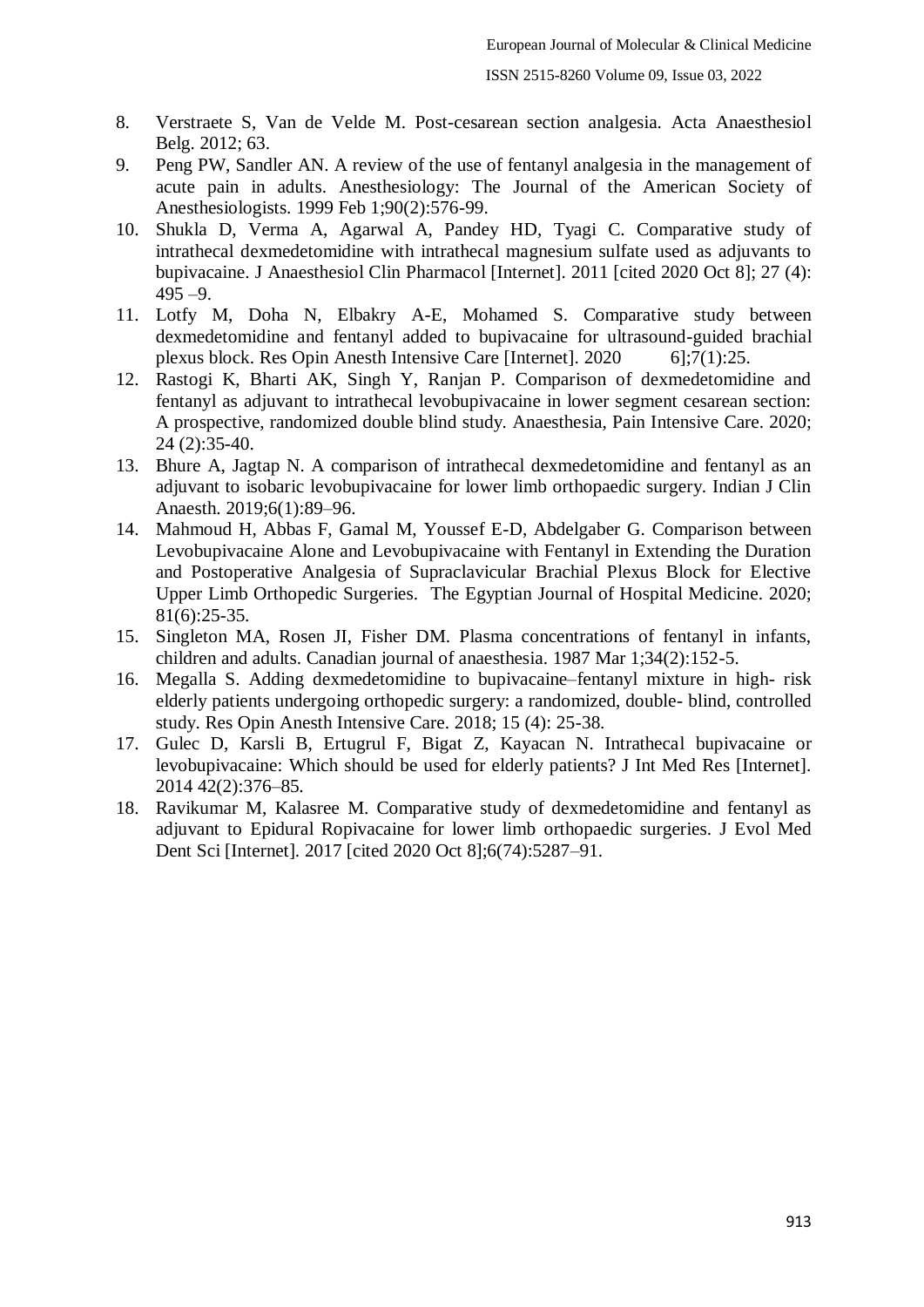8. Verstraete S, Van de Velde M. Post-cesarean section analgesia. Acta Anaesthesiol Belg. 2012; 63.
9. Peng PW, Sandler AN. A review of the use of fentanyl analgesia in the management of acute pain in adults. Anesthesiology: The Journal of the American Society of Anesthesiologists. 1999 Feb 1;90(2):576-99.
10. Shukla D, Verma A, Agarwal A, Pandey HD, Tyagi C. Comparative study of intrathecal dexmedetomidine with intrathecal magnesium sulfate used as adjuvants to bupivacaine. J Anaesthesiol Clin Pharmacol [Internet]. 2011 [cited 2020 Oct 8]; 27 (4): 495 –9.
11. Lotfy M, Doha N, Elbakry A-E, Mohamed S. Comparative study between dexmedetomidine and fentanyl added to bupivacaine for ultrasound-guided brachial plexus block. Res Opin Anesth Intensive Care [Internet]. 2020 6];7(1):25.
12. Rastogi K, Bharti AK, Singh Y, Ranjan P. Comparison of dexmedetomidine and fentanyl as adjuvant to intrathecal levobupivacaine in lower segment cesarean section: A prospective, randomized double blind study. Anaesthesia, Pain Intensive Care. 2020; 24 (2):35-40.
13. Bhure A, Jagtap N. A comparison of intrathecal dexmedetomidine and fentanyl as an adjuvant to isobaric levobupivacaine for lower limb orthopaedic surgery. Indian J Clin Anaesth. 2019;6(1):89–96.
14. Mahmoud H, Abbas F, Gamal M, Youssef E-D, Abdelgaber G. Comparison between Levobupivacaine Alone and Levobupivacaine with Fentanyl in Extending the Duration and Postoperative Analgesia of Supraclavicular Brachial Plexus Block for Elective Upper Limb Orthopedic Surgeries. The Egyptian Journal of Hospital Medicine. 2020; 81(6):25-35.
15. Singleton MA, Rosen JI, Fisher DM. Plasma concentrations of fentanyl in infants, children and adults. Canadian journal of anaesthesia. 1987 Mar 1;34(2):152-5.
16. Megalla S. Adding dexmedetomidine to bupivacaine–fentanyl mixture in high- risk elderly patients undergoing orthopedic surgery: a randomized, double- blind, controlled study. Res Opin Anesth Intensive Care. 2018; 15 (4): 25-38.
17. Gulec D, Karsli B, Ertugrul F, Bigat Z, Kayacan N. Intrathecal bupivacaine or levobupivacaine: Which should be used for elderly patients? J Int Med Res [Internet]. 2014 42(2):376–85.
18. Ravikumar M, Kalasree M. Comparative study of dexmedetomidine and fentanyl as adjuvant to Epidural Ropivacaine for lower limb orthopaedic surgeries. J Evol Med Dent Sci [Internet]. 2017 [cited 2020 Oct 8];6(74):5287–91.